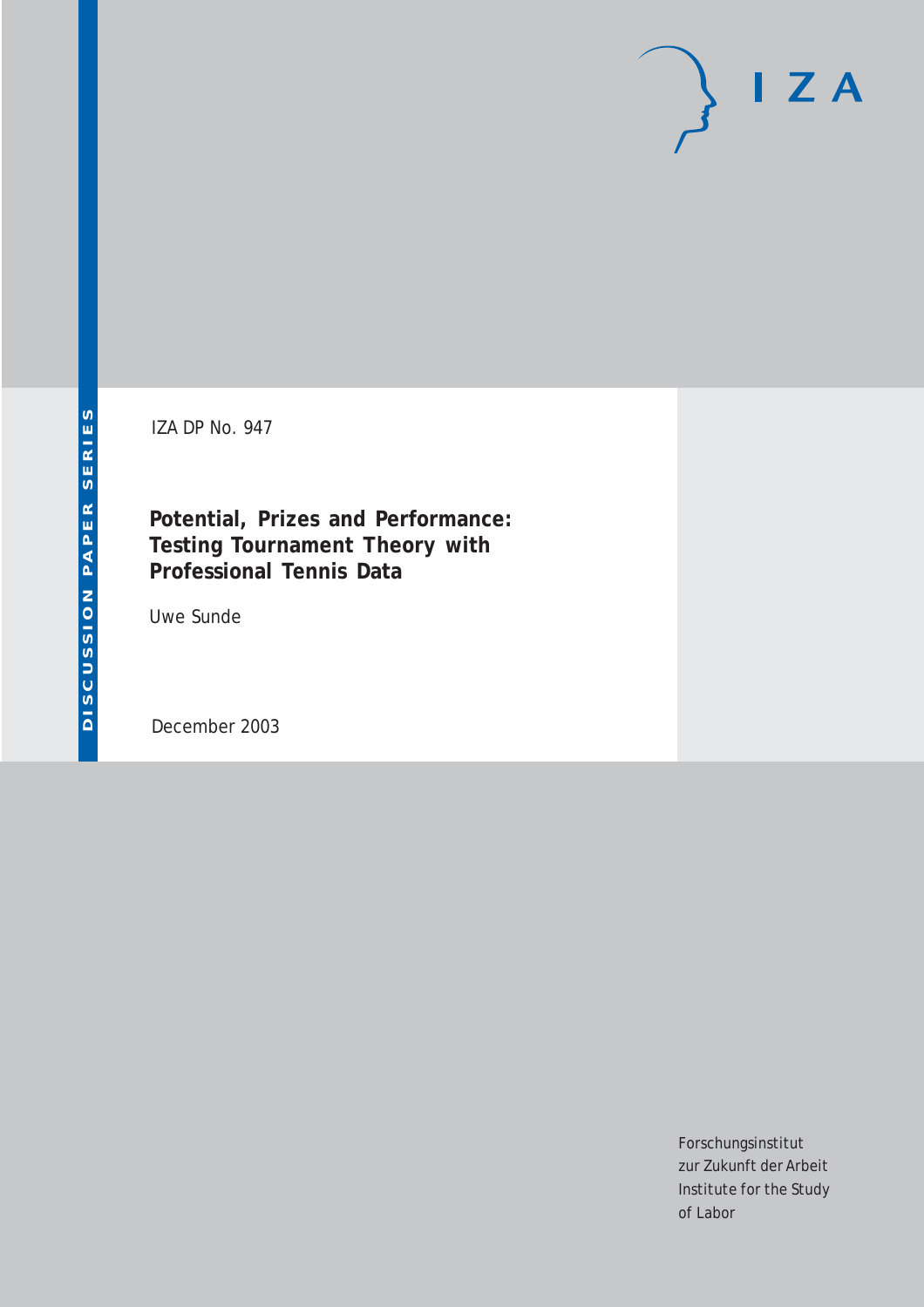IZA DP No. 947

# Potential, Prizes and Performance: Testing Tournament Theory with Professional Tennis Data

Uwe Sunde

December 2003

Forschungsinstitut zur Zukunft der Arbeit
Institute for the Study of Labor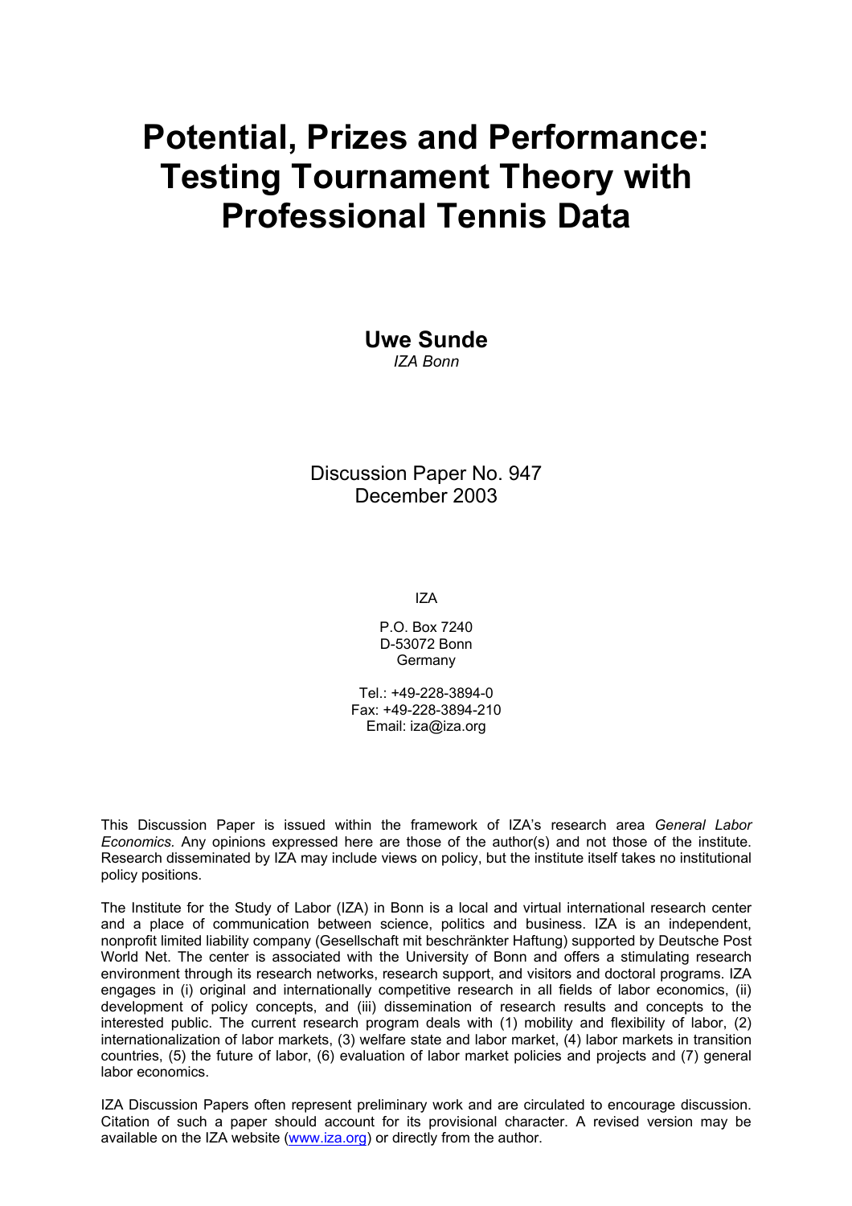# Potential, Prizes and Performance: Testing Tournament Theory with Professional Tennis Data

**Uwe Sunde**
*IZA Bonn*

Discussion Paper No. 947
December 2003

IZA

P.O. Box 7240
D-53072 Bonn
Germany

Tel.: +49-228-3894-0
Fax: +49-228-3894-210
Email: iza@iza.org

This Discussion Paper is issued within the framework of IZA's research area *General Labor Economics.* Any opinions expressed here are those of the author(s) and not those of the institute. Research disseminated by IZA may include views on policy, but the institute itself takes no institutional policy positions.

The Institute for the Study of Labor (IZA) in Bonn is a local and virtual international research center and a place of communication between science, politics and business. IZA is an independent, nonprofit limited liability company (Gesellschaft mit beschränkter Haftung) supported by Deutsche Post World Net. The center is associated with the University of Bonn and offers a stimulating research environment through its research networks, research support, and visitors and doctoral programs. IZA engages in (i) original and internationally competitive research in all fields of labor economics, (ii) development of policy concepts, and (iii) dissemination of research results and concepts to the interested public. The current research program deals with (1) mobility and flexibility of labor, (2) internationalization of labor markets, (3) welfare state and labor market, (4) labor markets in transition countries, (5) the future of labor, (6) evaluation of labor market policies and projects and (7) general labor economics.

IZA Discussion Papers often represent preliminary work and are circulated to encourage discussion. Citation of such a paper should account for its provisional character. A revised version may be available on the IZA website (www.iza.org) or directly from the author.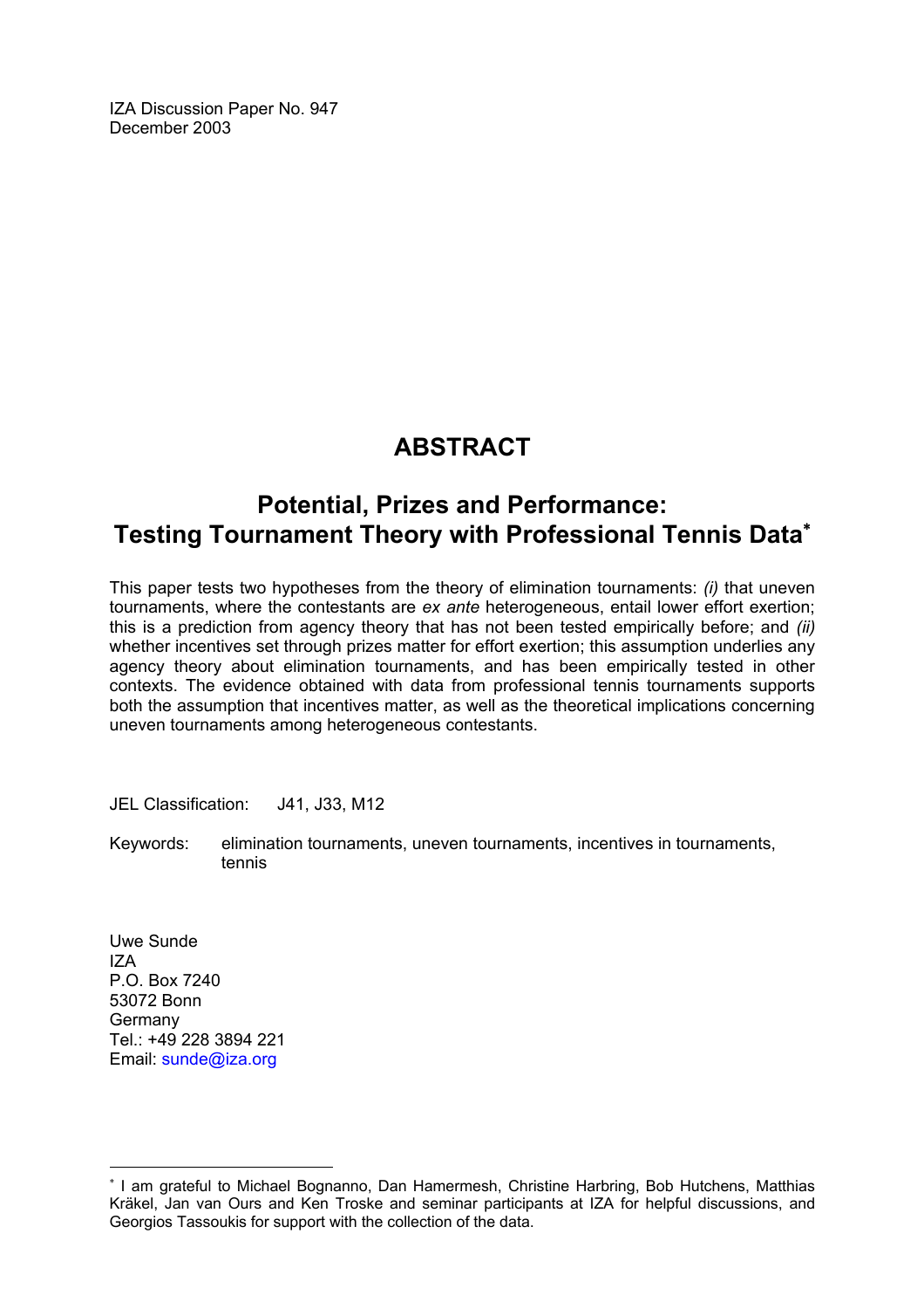IZA Discussion Paper No. 947
December 2003

# ABSTRACT

## Potential, Prizes and Performance: Testing Tournament Theory with Professional Tennis Data[*]

This paper tests two hypotheses from the theory of elimination tournaments: *(i)* that uneven tournaments, where the contestants are *ex ante* heterogeneous, entail lower effort exertion; this is a prediction from agency theory that has not been tested empirically before; and *(ii)* whether incentives set through prizes matter for effort exertion; this assumption underlies any agency theory about elimination tournaments, and has been empirically tested in other contexts. The evidence obtained with data from professional tennis tournaments supports both the assumption that incentives matter, as well as the theoretical implications concerning uneven tournaments among heterogeneous contestants.

JEL Classification: J41, J33, M12

Keywords: elimination tournaments, uneven tournaments, incentives in tournaments, tennis

Uwe Sunde
IZA
P.O. Box 7240
53072 Bonn
Germany
Tel.: +49 228 3894 221
Email: sunde@iza.org

---

[*] I am grateful to Michael Bognanno, Dan Hamermesh, Christine Harbring, Bob Hutchens, Matthias Kräkel, Jan van Ours and Ken Troske and seminar participants at IZA for helpful discussions, and Georgios Tassoukis for support with the collection of the data.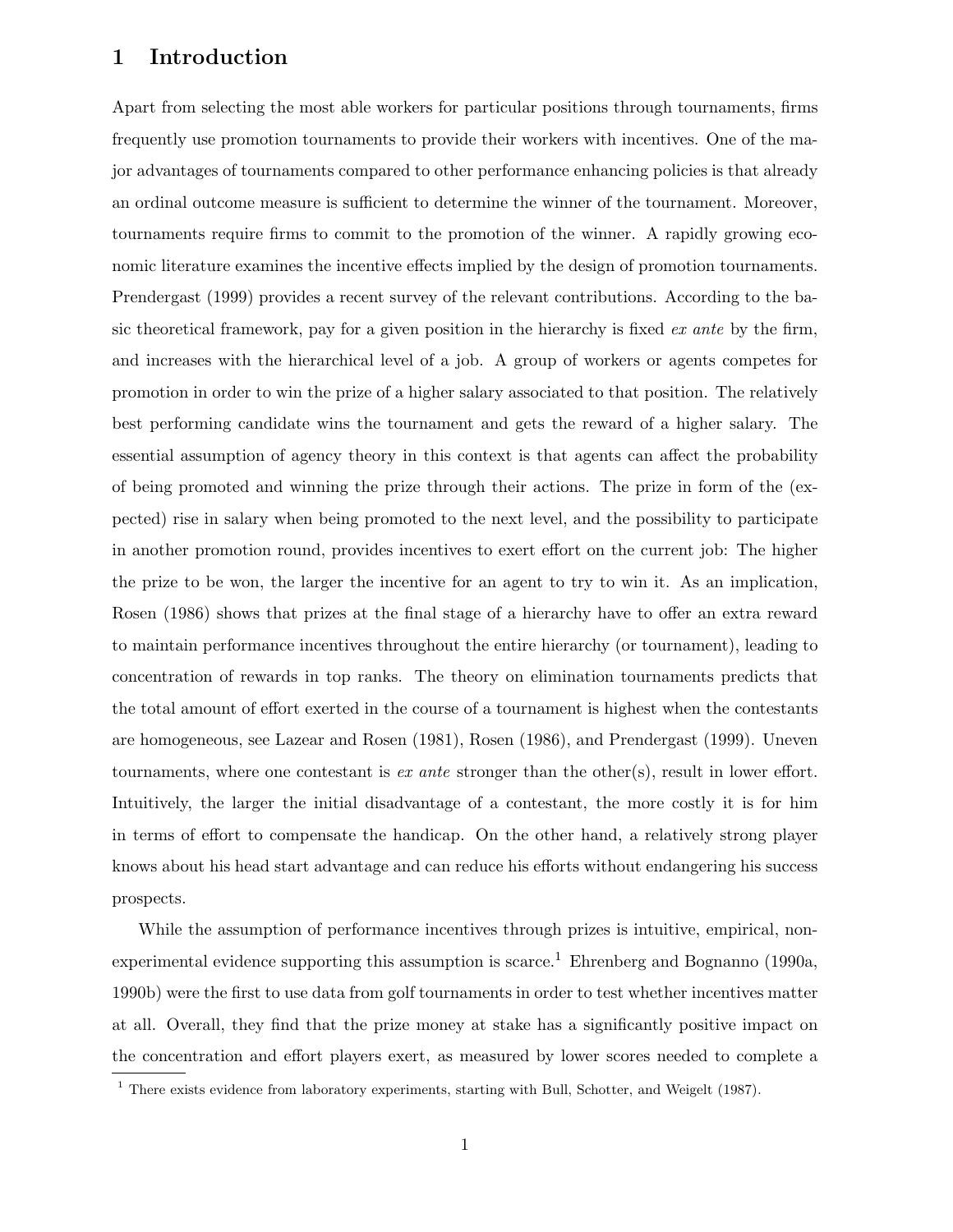# 1 Introduction

Apart from selecting the most able workers for particular positions through tournaments, firms frequently use promotion tournaments to provide their workers with incentives. One of the major advantages of tournaments compared to other performance enhancing policies is that already an ordinal outcome measure is sufficient to determine the winner of the tournament. Moreover, tournaments require firms to commit to the promotion of the winner. A rapidly growing economic literature examines the incentive effects implied by the design of promotion tournaments. Prendergast (1999) provides a recent survey of the relevant contributions. According to the basic theoretical framework, pay for a given position in the hierarchy is fixed *ex ante* by the firm, and increases with the hierarchical level of a job. A group of workers or agents competes for promotion in order to win the prize of a higher salary associated to that position. The relatively best performing candidate wins the tournament and gets the reward of a higher salary. The essential assumption of agency theory in this context is that agents can affect the probability of being promoted and winning the prize through their actions. The prize in form of the (expected) rise in salary when being promoted to the next level, and the possibility to participate in another promotion round, provides incentives to exert effort on the current job: The higher the prize to be won, the larger the incentive for an agent to try to win it. As an implication, Rosen (1986) shows that prizes at the final stage of a hierarchy have to offer an extra reward to maintain performance incentives throughout the entire hierarchy (or tournament), leading to concentration of rewards in top ranks. The theory on elimination tournaments predicts that the total amount of effort exerted in the course of a tournament is highest when the contestants are homogeneous, see Lazear and Rosen (1981), Rosen (1986), and Prendergast (1999). Uneven tournaments, where one contestant is *ex ante* stronger than the other(s), result in lower effort. Intuitively, the larger the initial disadvantage of a contestant, the more costly it is for him in terms of effort to compensate the handicap. On the other hand, a relatively strong player knows about his head start advantage and can reduce his efforts without endangering his success prospects.

While the assumption of performance incentives through prizes is intuitive, empirical, non-experimental evidence supporting this assumption is scarce.[1] Ehrenberg and Bognanno (1990a, 1990b) were the first to use data from golf tournaments in order to test whether incentives matter at all. Overall, they find that the prize money at stake has a significantly positive impact on the concentration and effort players exert, as measured by lower scores needed to complete a

[1] There exists evidence from laboratory experiments, starting with Bull, Schotter, and Weigelt (1987).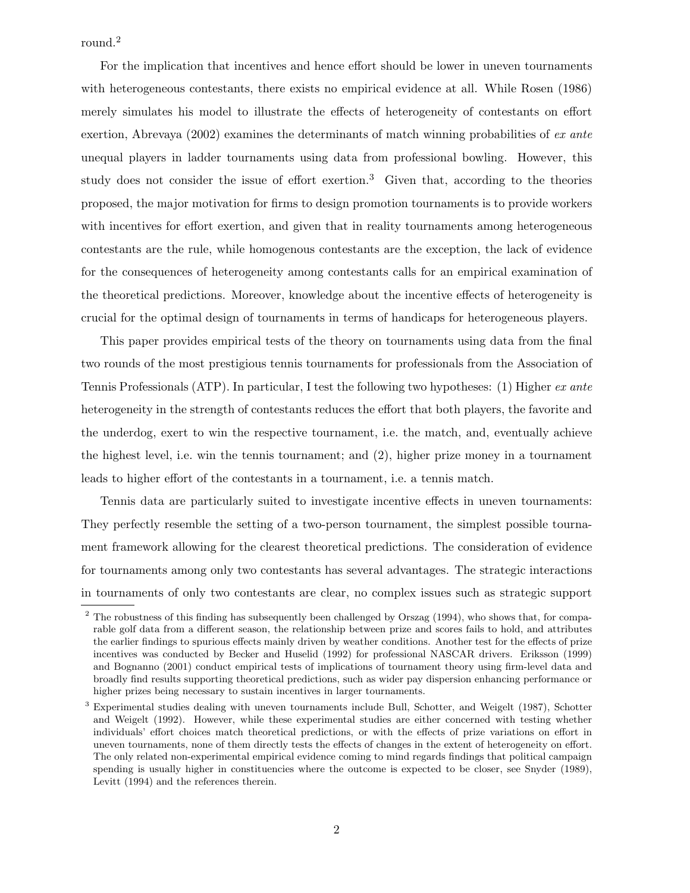round.[2]

For the implication that incentives and hence effort should be lower in uneven tournaments with heterogeneous contestants, there exists no empirical evidence at all. While Rosen (1986) merely simulates his model to illustrate the effects of heterogeneity of contestants on effort exertion, Abrevaya (2002) examines the determinants of match winning probabilities of *ex ante* unequal players in ladder tournaments using data from professional bowling. However, this study does not consider the issue of effort exertion.[3] Given that, according to the theories proposed, the major motivation for firms to design promotion tournaments is to provide workers with incentives for effort exertion, and given that in reality tournaments among heterogeneous contestants are the rule, while homogenous contestants are the exception, the lack of evidence for the consequences of heterogeneity among contestants calls for an empirical examination of the theoretical predictions. Moreover, knowledge about the incentive effects of heterogeneity is crucial for the optimal design of tournaments in terms of handicaps for heterogeneous players.

This paper provides empirical tests of the theory on tournaments using data from the final two rounds of the most prestigious tennis tournaments for professionals from the Association of Tennis Professionals (ATP). In particular, I test the following two hypotheses: (1) Higher *ex ante* heterogeneity in the strength of contestants reduces the effort that both players, the favorite and the underdog, exert to win the respective tournament, i.e. the match, and, eventually achieve the highest level, i.e. win the tennis tournament; and (2), higher prize money in a tournament leads to higher effort of the contestants in a tournament, i.e. a tennis match.

Tennis data are particularly suited to investigate incentive effects in uneven tournaments: They perfectly resemble the setting of a two-person tournament, the simplest possible tournament framework allowing for the clearest theoretical predictions. The consideration of evidence for tournaments among only two contestants has several advantages. The strategic interactions in tournaments of only two contestants are clear, no complex issues such as strategic support

[2] The robustness of this finding has subsequently been challenged by Orszag (1994), who shows that, for comparable golf data from a different season, the relationship between prize and scores fails to hold, and attributes the earlier findings to spurious effects mainly driven by weather conditions. Another test for the effects of prize incentives was conducted by Becker and Huselid (1992) for professional NASCAR drivers. Eriksson (1999) and Bognanno (2001) conduct empirical tests of implications of tournament theory using firm-level data and broadly find results supporting theoretical predictions, such as wider pay dispersion enhancing performance or higher prizes being necessary to sustain incentives in larger tournaments.

[3] Experimental studies dealing with uneven tournaments include Bull, Schotter, and Weigelt (1987), Schotter and Weigelt (1992). However, while these experimental studies are either concerned with testing whether individuals' effort choices match theoretical predictions, or with the effects of prize variations on effort in uneven tournaments, none of them directly tests the effects of changes in the extent of heterogeneity on effort. The only related non-experimental empirical evidence coming to mind regards findings that political campaign spending is usually higher in constituencies where the outcome is expected to be closer, see Snyder (1989), Levitt (1994) and the references therein.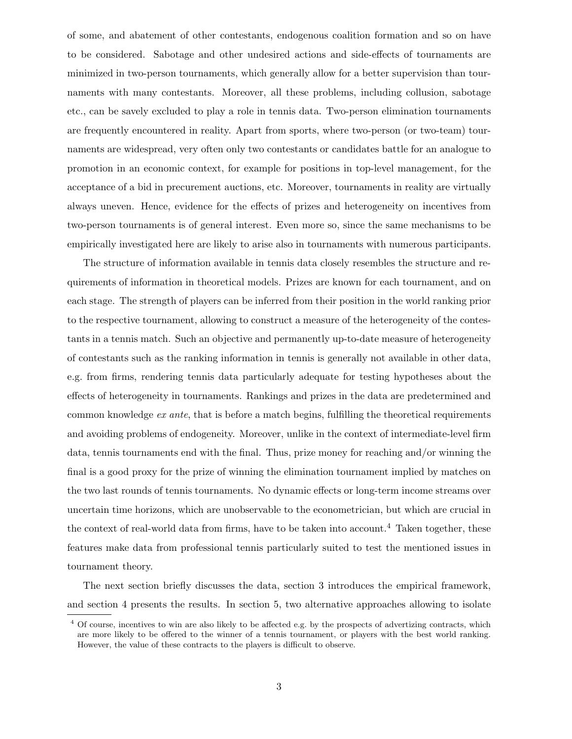of some, and abatement of other contestants, endogenous coalition formation and so on have to be considered. Sabotage and other undesired actions and side-effects of tournaments are minimized in two-person tournaments, which generally allow for a better supervision than tournaments with many contestants. Moreover, all these problems, including collusion, sabotage etc., can be savely excluded to play a role in tennis data. Two-person elimination tournaments are frequently encountered in reality. Apart from sports, where two-person (or two-team) tournaments are widespread, very often only two contestants or candidates battle for an analogue to promotion in an economic context, for example for positions in top-level management, for the acceptance of a bid in precurement auctions, etc. Moreover, tournaments in reality are virtually always uneven. Hence, evidence for the effects of prizes and heterogeneity on incentives from two-person tournaments is of general interest. Even more so, since the same mechanisms to be empirically investigated here are likely to arise also in tournaments with numerous participants.

The structure of information available in tennis data closely resembles the structure and requirements of information in theoretical models. Prizes are known for each tournament, and on each stage. The strength of players can be inferred from their position in the world ranking prior to the respective tournament, allowing to construct a measure of the heterogeneity of the contestants in a tennis match. Such an objective and permanently up-to-date measure of heterogeneity of contestants such as the ranking information in tennis is generally not available in other data, e.g. from firms, rendering tennis data particularly adequate for testing hypotheses about the effects of heterogeneity in tournaments. Rankings and prizes in the data are predetermined and common knowledge *ex ante*, that is before a match begins, fulfilling the theoretical requirements and avoiding problems of endogeneity. Moreover, unlike in the context of intermediate-level firm data, tennis tournaments end with the final. Thus, prize money for reaching and/or winning the final is a good proxy for the prize of winning the elimination tournament implied by matches on the two last rounds of tennis tournaments. No dynamic effects or long-term income streams over uncertain time horizons, which are unobservable to the econometrician, but which are crucial in the context of real-world data from firms, have to be taken into account.[4] Taken together, these features make data from professional tennis particularly suited to test the mentioned issues in tournament theory.

The next section briefly discusses the data, section 3 introduces the empirical framework, and section 4 presents the results. In section 5, two alternative approaches allowing to isolate

[4] Of course, incentives to win are also likely to be affected e.g. by the prospects of advertizing contracts, which are more likely to be offered to the winner of a tennis tournament, or players with the best world ranking. However, the value of these contracts to the players is difficult to observe.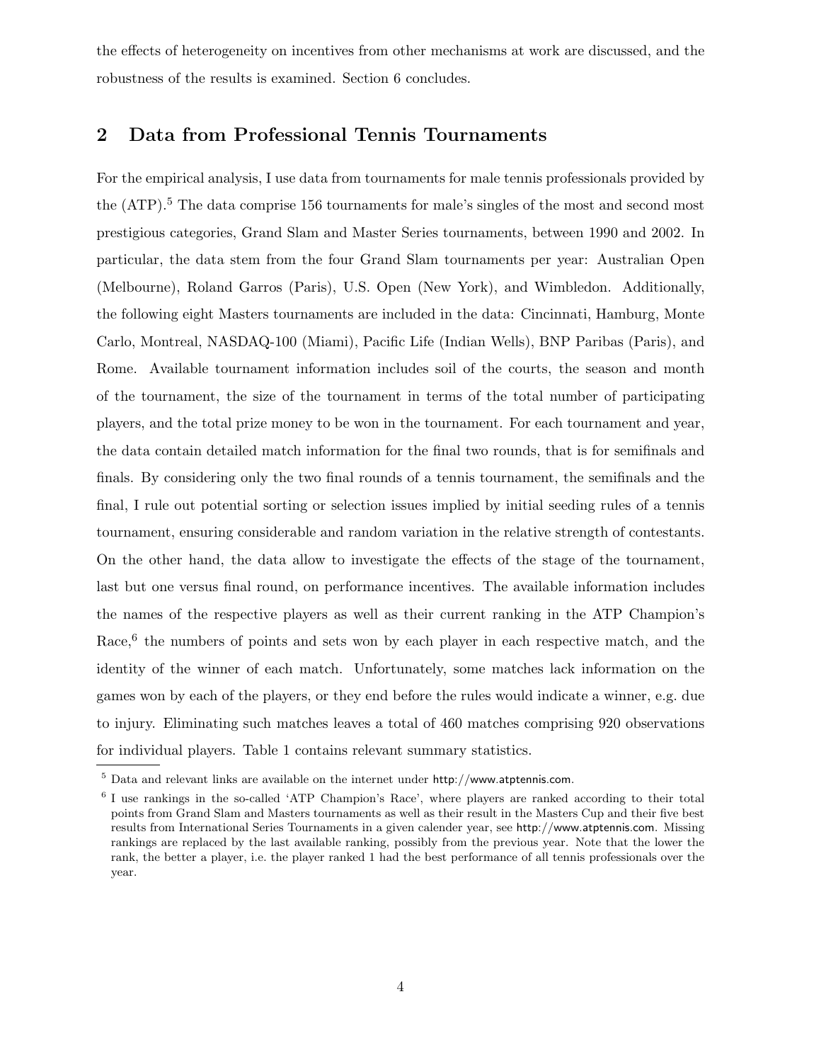the effects of heterogeneity on incentives from other mechanisms at work are discussed, and the robustness of the results is examined. Section 6 concludes.

## 2 Data from Professional Tennis Tournaments

For the empirical analysis, I use data from tournaments for male tennis professionals provided by the (ATP).[5] The data comprise 156 tournaments for male's singles of the most and second most prestigious categories, Grand Slam and Master Series tournaments, between 1990 and 2002. In particular, the data stem from the four Grand Slam tournaments per year: Australian Open (Melbourne), Roland Garros (Paris), U.S. Open (New York), and Wimbledon. Additionally, the following eight Masters tournaments are included in the data: Cincinnati, Hamburg, Monte Carlo, Montreal, NASDAQ-100 (Miami), Pacific Life (Indian Wells), BNP Paribas (Paris), and Rome. Available tournament information includes soil of the courts, the season and month of the tournament, the size of the tournament in terms of the total number of participating players, and the total prize money to be won in the tournament. For each tournament and year, the data contain detailed match information for the final two rounds, that is for semifinals and finals. By considering only the two final rounds of a tennis tournament, the semifinals and the final, I rule out potential sorting or selection issues implied by initial seeding rules of a tennis tournament, ensuring considerable and random variation in the relative strength of contestants. On the other hand, the data allow to investigate the effects of the stage of the tournament, last but one versus final round, on performance incentives. The available information includes the names of the respective players as well as their current ranking in the ATP Champion's Race,[6] the numbers of points and sets won by each player in each respective match, and the identity of the winner of each match. Unfortunately, some matches lack information on the games won by each of the players, or they end before the rules would indicate a winner, e.g. due to injury. Eliminating such matches leaves a total of 460 matches comprising 920 observations for individual players. Table 1 contains relevant summary statistics.

[5] Data and relevant links are available on the internet under http://www.atptennis.com.

[6] I use rankings in the so-called 'ATP Champion's Race', where players are ranked according to their total points from Grand Slam and Masters tournaments as well as their result in the Masters Cup and their five best results from International Series Tournaments in a given calender year, see http://www.atptennis.com. Missing rankings are replaced by the last available ranking, possibly from the previous year. Note that the lower the rank, the better a player, i.e. the player ranked 1 had the best performance of all tennis professionals over the year.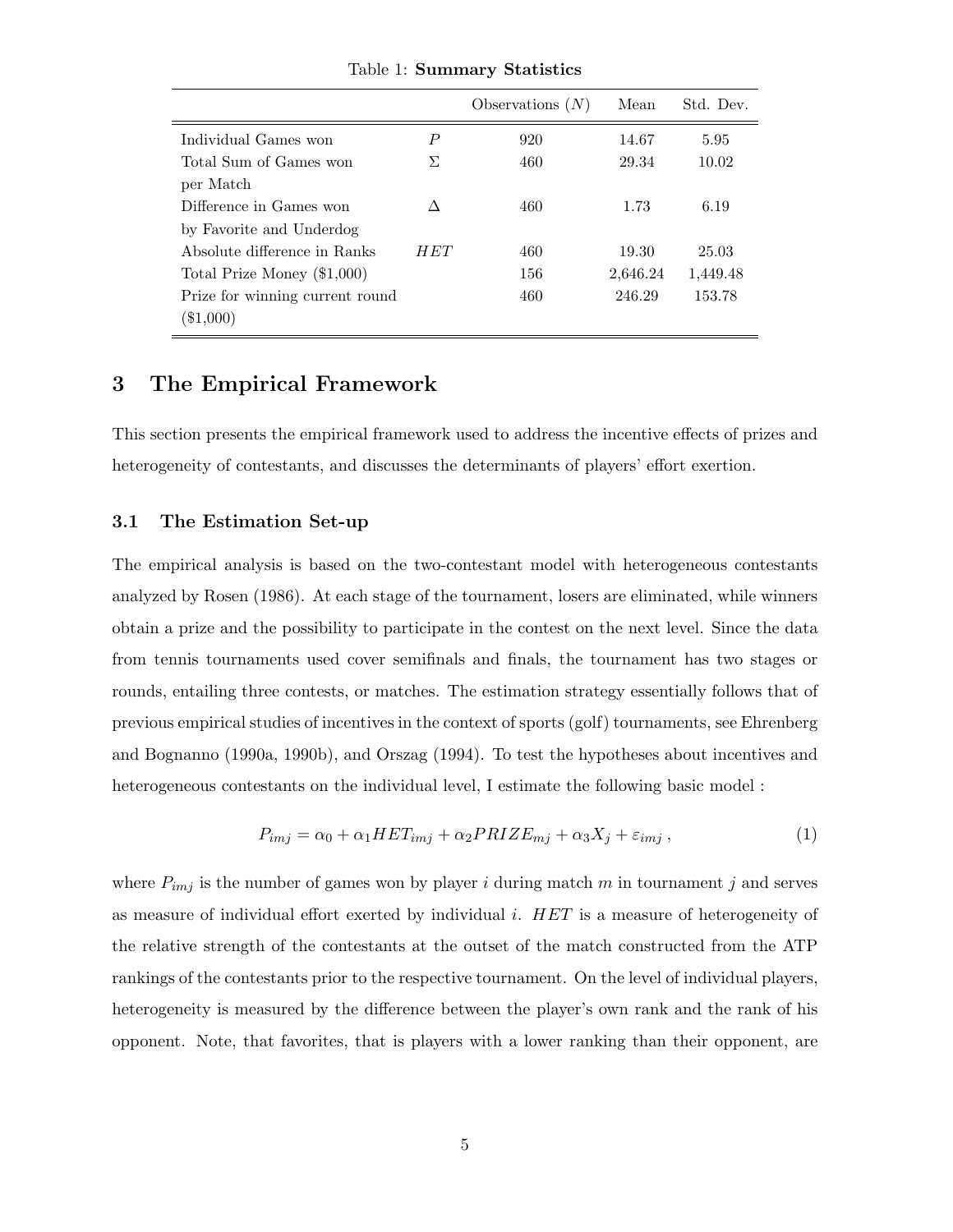Table 1: **Summary Statistics**

| | | Observations ($N$) | Mean | Std. Dev. |
|---|---|---|---|---|
| Individual Games won | $P$ | 920 | 14.67 | 5.95 |
| Total Sum of Games won per Match | $\Sigma$ | 460 | 29.34 | 10.02 |
| Difference in Games won by Favorite and Underdog | $\Delta$ | 460 | 1.73 | 6.19 |
| Absolute difference in Ranks | $HET$ | 460 | 19.30 | 25.03 |
| Total Prize Money ($1,000) | | 156 | 2,646.24 | 1,449.48 |
| Prize for winning current round ($1,000) | | 460 | 246.29 | 153.78 |

## 3 The Empirical Framework

This section presents the empirical framework used to address the incentive effects of prizes and heterogeneity of contestants, and discusses the determinants of players' effort exertion.

### 3.1 The Estimation Set-up

The empirical analysis is based on the two-contestant model with heterogeneous contestants analyzed by Rosen (1986). At each stage of the tournament, losers are eliminated, while winners obtain a prize and the possibility to participate in the contest on the next level. Since the data from tennis tournaments used cover semifinals and finals, the tournament has two stages or rounds, entailing three contests, or matches. The estimation strategy essentially follows that of previous empirical studies of incentives in the context of sports (golf) tournaments, see Ehrenberg and Bognanno (1990a, 1990b), and Orszag (1994). To test the hypotheses about incentives and heterogeneous contestants on the individual level, I estimate the following basic model :

$$P_{imj} = \alpha_0 + \alpha_1 HET_{imj} + \alpha_2 PRIZE_{mj} + \alpha_3 X_j + \varepsilon_{imj} \,, \tag{1}$$

where $P_{imj}$ is the number of games won by player $i$ during match $m$ in tournament $j$ and serves as measure of individual effort exerted by individual $i$. $HET$ is a measure of heterogeneity of the relative strength of the contestants at the outset of the match constructed from the ATP rankings of the contestants prior to the respective tournament. On the level of individual players, heterogeneity is measured by the difference between the player's own rank and the rank of his opponent. Note, that favorites, that is players with a lower ranking than their opponent, are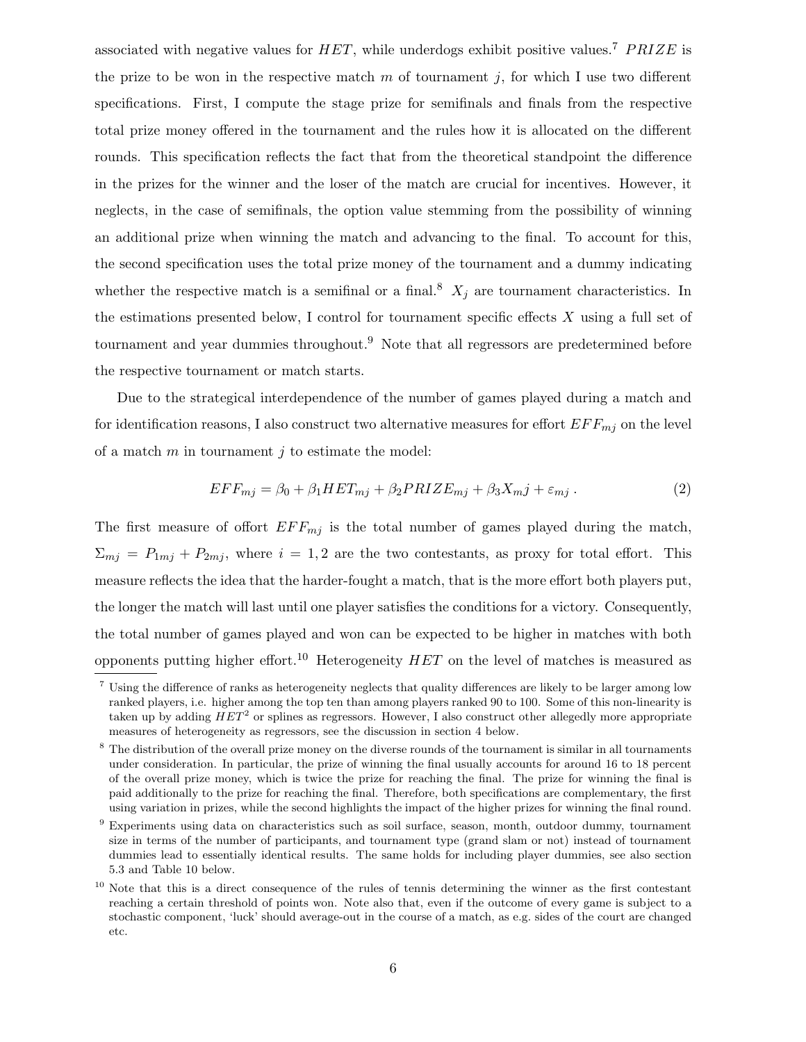associated with negative values for $HET$, while underdogs exhibit positive values.[7] $PRIZE$ is the prize to be won in the respective match $m$ of tournament $j$, for which I use two different specifications. First, I compute the stage prize for semifinals and finals from the respective total prize money offered in the tournament and the rules how it is allocated on the different rounds. This specification reflects the fact that from the theoretical standpoint the difference in the prizes for the winner and the loser of the match are crucial for incentives. However, it neglects, in the case of semifinals, the option value stemming from the possibility of winning an additional prize when winning the match and advancing to the final. To account for this, the second specification uses the total prize money of the tournament and a dummy indicating whether the respective match is a semifinal or a final.[8] $X_j$ are tournament characteristics. In the estimations presented below, I control for tournament specific effects $X$ using a full set of tournament and year dummies throughout.[9] Note that all regressors are predetermined before the respective tournament or match starts.

Due to the strategical interdependence of the number of games played during a match and for identification reasons, I also construct two alternative measures for effort $EFF_{mj}$ on the level of a match $m$ in tournament $j$ to estimate the model:

$$EFF_{mj} = \beta_0 + \beta_1 HET_{mj} + \beta_2 PRIZE_{mj} + \beta_3 X_m j + \varepsilon_{mj} \; . \tag{2}$$

The first measure of offort $EFF_{mj}$ is the total number of games played during the match, $\Sigma_{mj} = P_{1mj} + P_{2mj}$, where $i = 1, 2$ are the two contestants, as proxy for total effort. This measure reflects the idea that the harder-fought a match, that is the more effort both players put, the longer the match will last until one player satisfies the conditions for a victory. Consequently, the total number of games played and won can be expected to be higher in matches with both opponents putting higher effort.[10] Heterogeneity $HET$ on the level of matches is measured as

---

[7] Using the difference of ranks as heterogeneity neglects that quality differences are likely to be larger among low ranked players, i.e. higher among the top ten than among players ranked 90 to 100. Some of this non-linearity is taken up by adding $HET^2$ or splines as regressors. However, I also construct other allegedly more appropriate measures of heterogeneity as regressors, see the discussion in section 4 below.

[8] The distribution of the overall prize money on the diverse rounds of the tournament is similar in all tournaments under consideration. In particular, the prize of winning the final usually accounts for around 16 to 18 percent of the overall prize money, which is twice the prize for reaching the final. The prize for winning the final is paid additionally to the prize for reaching the final. Therefore, both specifications are complementary, the first using variation in prizes, while the second highlights the impact of the higher prizes for winning the final round.

[9] Experiments using data on characteristics such as soil surface, season, month, outdoor dummy, tournament size in terms of the number of participants, and tournament type (grand slam or not) instead of tournament dummies lead to essentially identical results. The same holds for including player dummies, see also section 5.3 and Table 10 below.

[10] Note that this is a direct consequence of the rules of tennis determining the winner as the first contestant reaching a certain threshold of points won. Note also that, even if the outcome of every game is subject to a stochastic component, 'luck' should average-out in the course of a match, as e.g. sides of the court are changed etc.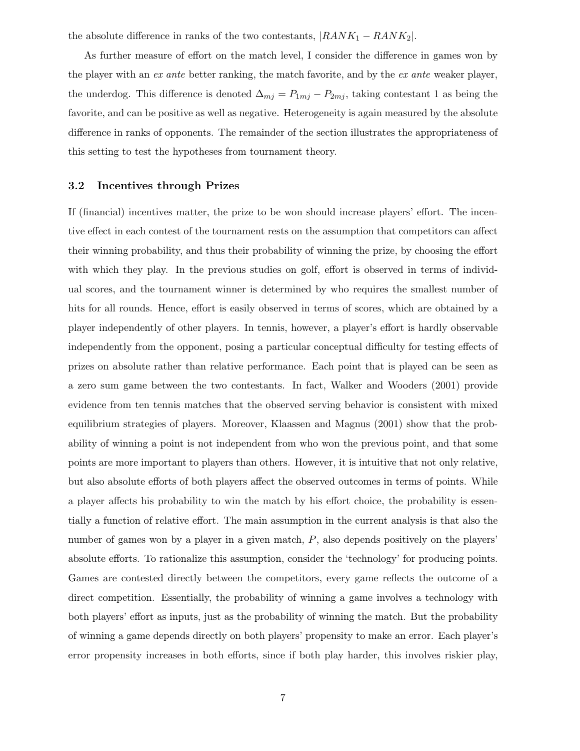the absolute difference in ranks of the two contestants, $|RANK_1 - RANK_2|$.

As further measure of effort on the match level, I consider the difference in games won by the player with an *ex ante* better ranking, the match favorite, and by the *ex ante* weaker player, the underdog. This difference is denoted $\Delta_{mj} = P_{1mj} - P_{2mj}$, taking contestant 1 as being the favorite, and can be positive as well as negative. Heterogeneity is again measured by the absolute difference in ranks of opponents. The remainder of the section illustrates the appropriateness of this setting to test the hypotheses from tournament theory.

### 3.2 Incentives through Prizes

If (financial) incentives matter, the prize to be won should increase players' effort. The incentive effect in each contest of the tournament rests on the assumption that competitors can affect their winning probability, and thus their probability of winning the prize, by choosing the effort with which they play. In the previous studies on golf, effort is observed in terms of individual scores, and the tournament winner is determined by who requires the smallest number of hits for all rounds. Hence, effort is easily observed in terms of scores, which are obtained by a player independently of other players. In tennis, however, a player's effort is hardly observable independently from the opponent, posing a particular conceptual difficulty for testing effects of prizes on absolute rather than relative performance. Each point that is played can be seen as a zero sum game between the two contestants. In fact, Walker and Wooders (2001) provide evidence from ten tennis matches that the observed serving behavior is consistent with mixed equilibrium strategies of players. Moreover, Klaassen and Magnus (2001) show that the probability of winning a point is not independent from who won the previous point, and that some points are more important to players than others. However, it is intuitive that not only relative, but also absolute efforts of both players affect the observed outcomes in terms of points. While a player affects his probability to win the match by his effort choice, the probability is essentially a function of relative effort. The main assumption in the current analysis is that also the number of games won by a player in a given match, $P$, also depends positively on the players' absolute efforts. To rationalize this assumption, consider the 'technology' for producing points. Games are contested directly between the competitors, every game reflects the outcome of a direct competition. Essentially, the probability of winning a game involves a technology with both players' effort as inputs, just as the probability of winning the match. But the probability of winning a game depends directly on both players' propensity to make an error. Each player's error propensity increases in both efforts, since if both play harder, this involves riskier play,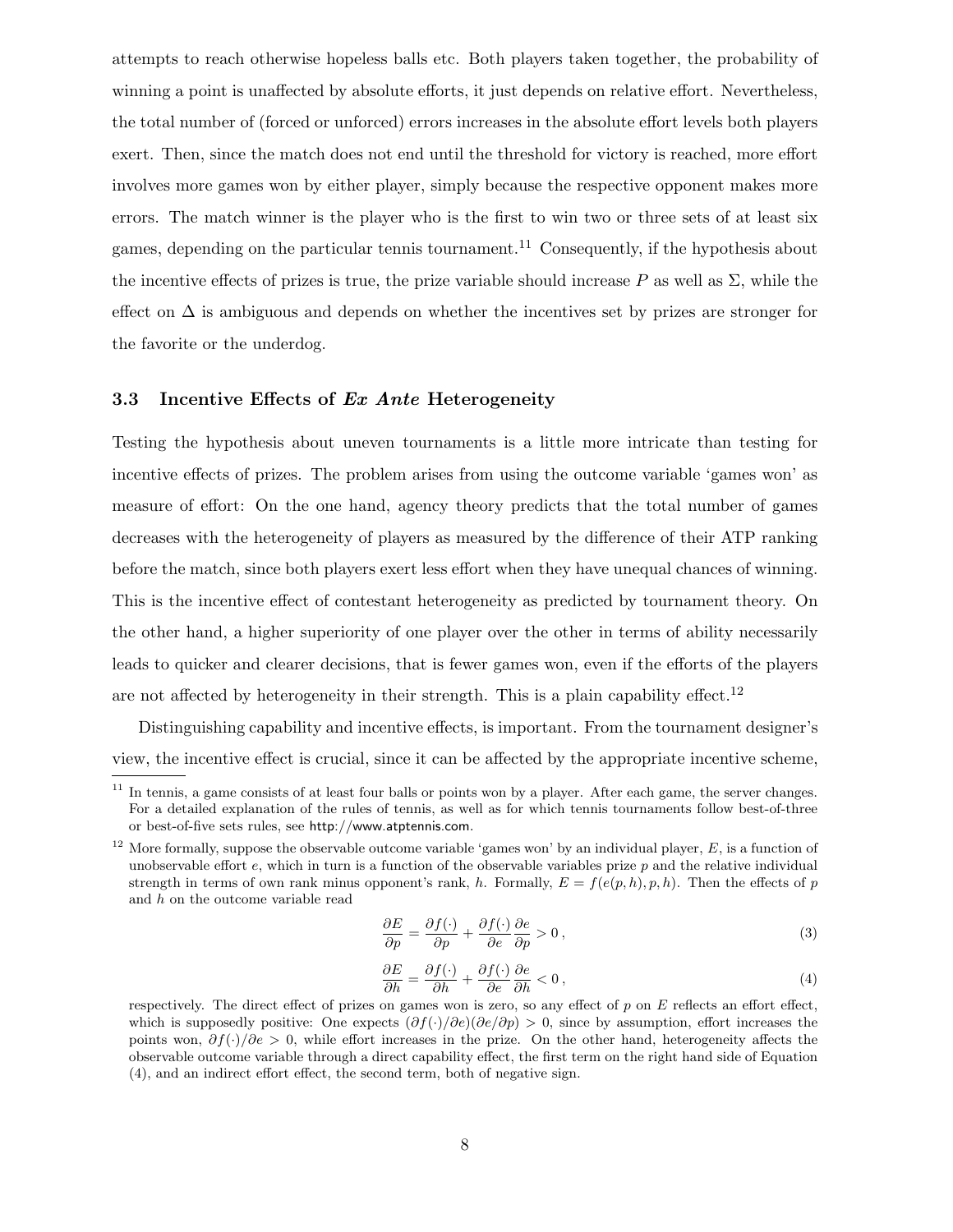attempts to reach otherwise hopeless balls etc. Both players taken together, the probability of winning a point is unaffected by absolute efforts, it just depends on relative effort. Nevertheless, the total number of (forced or unforced) errors increases in the absolute effort levels both players exert. Then, since the match does not end until the threshold for victory is reached, more effort involves more games won by either player, simply because the respective opponent makes more errors. The match winner is the player who is the first to win two or three sets of at least six games, depending on the particular tennis tournament.[11] Consequently, if the hypothesis about the incentive effects of prizes is true, the prize variable should increase $P$ as well as $\Sigma$, while the effect on $\Delta$ is ambiguous and depends on whether the incentives set by prizes are stronger for the favorite or the underdog.

### 3.3 Incentive Effects of *Ex Ante* Heterogeneity

Testing the hypothesis about uneven tournaments is a little more intricate than testing for incentive effects of prizes. The problem arises from using the outcome variable 'games won' as measure of effort: On the one hand, agency theory predicts that the total number of games decreases with the heterogeneity of players as measured by the difference of their ATP ranking before the match, since both players exert less effort when they have unequal chances of winning. This is the incentive effect of contestant heterogeneity as predicted by tournament theory. On the other hand, a higher superiority of one player over the other in terms of ability necessarily leads to quicker and clearer decisions, that is fewer games won, even if the efforts of the players are not affected by heterogeneity in their strength. This is a plain capability effect.[12]

Distinguishing capability and incentive effects, is important. From the tournament designer's view, the incentive effect is crucial, since it can be affected by the appropriate incentive scheme,

---

[11] In tennis, a game consists of at least four balls or points won by a player. After each game, the server changes. For a detailed explanation of the rules of tennis, as well as for which tennis tournaments follow best-of-three or best-of-five sets rules, see http://www.atptennis.com.

[12] More formally, suppose the observable outcome variable 'games won' by an individual player, $E$, is a function of unobservable effort $e$, which in turn is a function of the observable variables prize $p$ and the relative individual strength in terms of own rank minus opponent's rank, $h$. Formally, $E = f(e(p,h), p, h)$. Then the effects of $p$ and $h$ on the outcome variable read

$$\frac{\partial E}{\partial p} = \frac{\partial f(\cdot)}{\partial p} + \frac{\partial f(\cdot)}{\partial e}\frac{\partial e}{\partial p} > 0\,, \tag{3}$$

$$\frac{\partial E}{\partial h} = \frac{\partial f(\cdot)}{\partial h} + \frac{\partial f(\cdot)}{\partial e}\frac{\partial e}{\partial h} < 0\,, \tag{4}$$

respectively. The direct effect of prizes on games won is zero, so any effect of $p$ on $E$ reflects an effort effect, which is supposedly positive: One expects $(\partial f(\cdot)/\partial e)(\partial e/\partial p) > 0$, since by assumption, effort increases the points won, $\partial f(\cdot)/\partial e > 0$, while effort increases in the prize. On the other hand, heterogeneity affects the observable outcome variable through a direct capability effect, the first term on the right hand side of Equation (4), and an indirect effort effect, the second term, both of negative sign.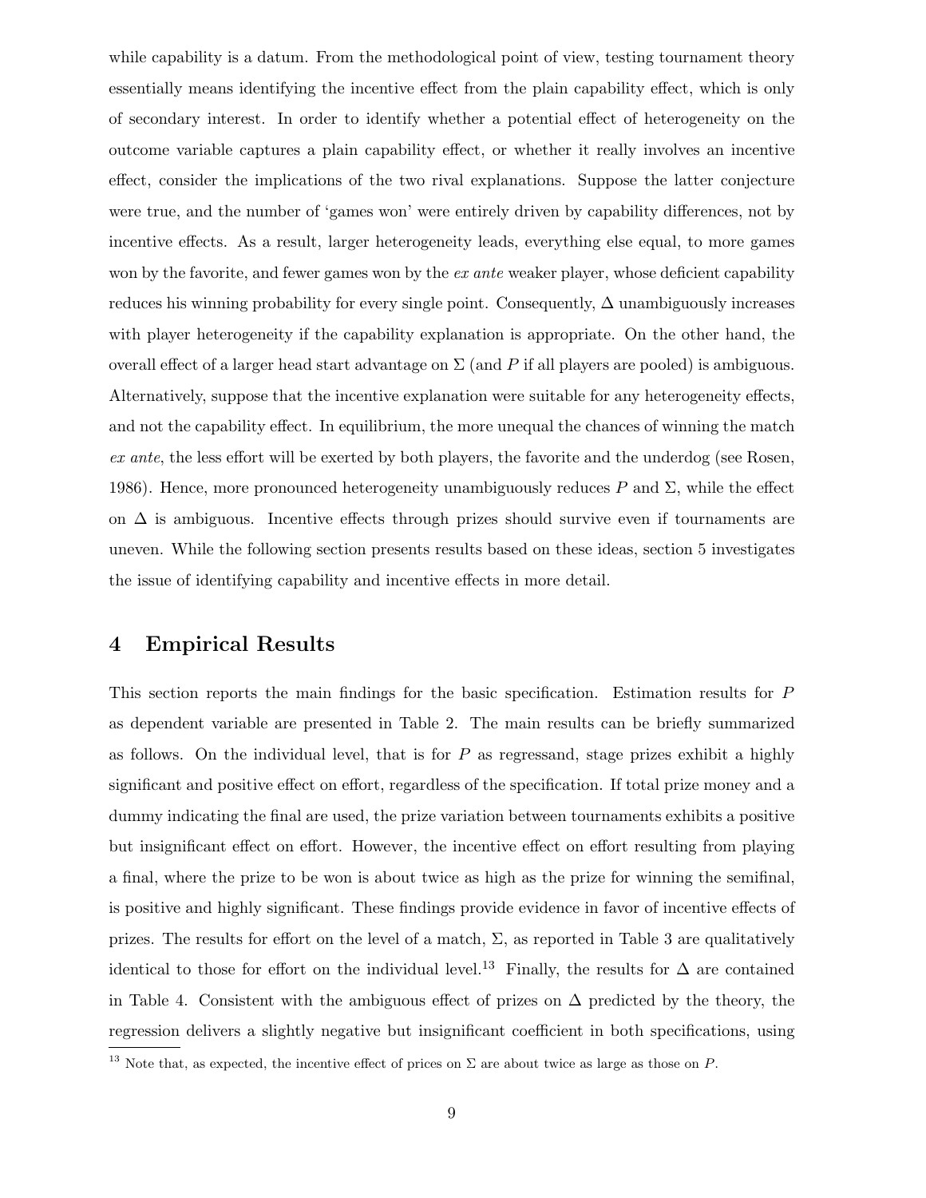while capability is a datum. From the methodological point of view, testing tournament theory essentially means identifying the incentive effect from the plain capability effect, which is only of secondary interest. In order to identify whether a potential effect of heterogeneity on the outcome variable captures a plain capability effect, or whether it really involves an incentive effect, consider the implications of the two rival explanations. Suppose the latter conjecture were true, and the number of 'games won' were entirely driven by capability differences, not by incentive effects. As a result, larger heterogeneity leads, everything else equal, to more games won by the favorite, and fewer games won by the *ex ante* weaker player, whose deficient capability reduces his winning probability for every single point. Consequently, $\Delta$ unambiguously increases with player heterogeneity if the capability explanation is appropriate. On the other hand, the overall effect of a larger head start advantage on $\Sigma$ (and $P$ if all players are pooled) is ambiguous. Alternatively, suppose that the incentive explanation were suitable for any heterogeneity effects, and not the capability effect. In equilibrium, the more unequal the chances of winning the match *ex ante*, the less effort will be exerted by both players, the favorite and the underdog (see Rosen, 1986). Hence, more pronounced heterogeneity unambiguously reduces $P$ and $\Sigma$, while the effect on $\Delta$ is ambiguous. Incentive effects through prizes should survive even if tournaments are uneven. While the following section presents results based on these ideas, section 5 investigates the issue of identifying capability and incentive effects in more detail.

## 4 Empirical Results

This section reports the main findings for the basic specification. Estimation results for $P$ as dependent variable are presented in Table 2. The main results can be briefly summarized as follows. On the individual level, that is for $P$ as regressand, stage prizes exhibit a highly significant and positive effect on effort, regardless of the specification. If total prize money and a dummy indicating the final are used, the prize variation between tournaments exhibits a positive but insignificant effect on effort. However, the incentive effect on effort resulting from playing a final, where the prize to be won is about twice as high as the prize for winning the semifinal, is positive and highly significant. These findings provide evidence in favor of incentive effects of prizes. The results for effort on the level of a match, $\Sigma$, as reported in Table 3 are qualitatively identical to those for effort on the individual level.[13] Finally, the results for $\Delta$ are contained in Table 4. Consistent with the ambiguous effect of prizes on $\Delta$ predicted by the theory, the regression delivers a slightly negative but insignificant coefficient in both specifications, using

[13] Note that, as expected, the incentive effect of prices on $\Sigma$ are about twice as large as those on $P$.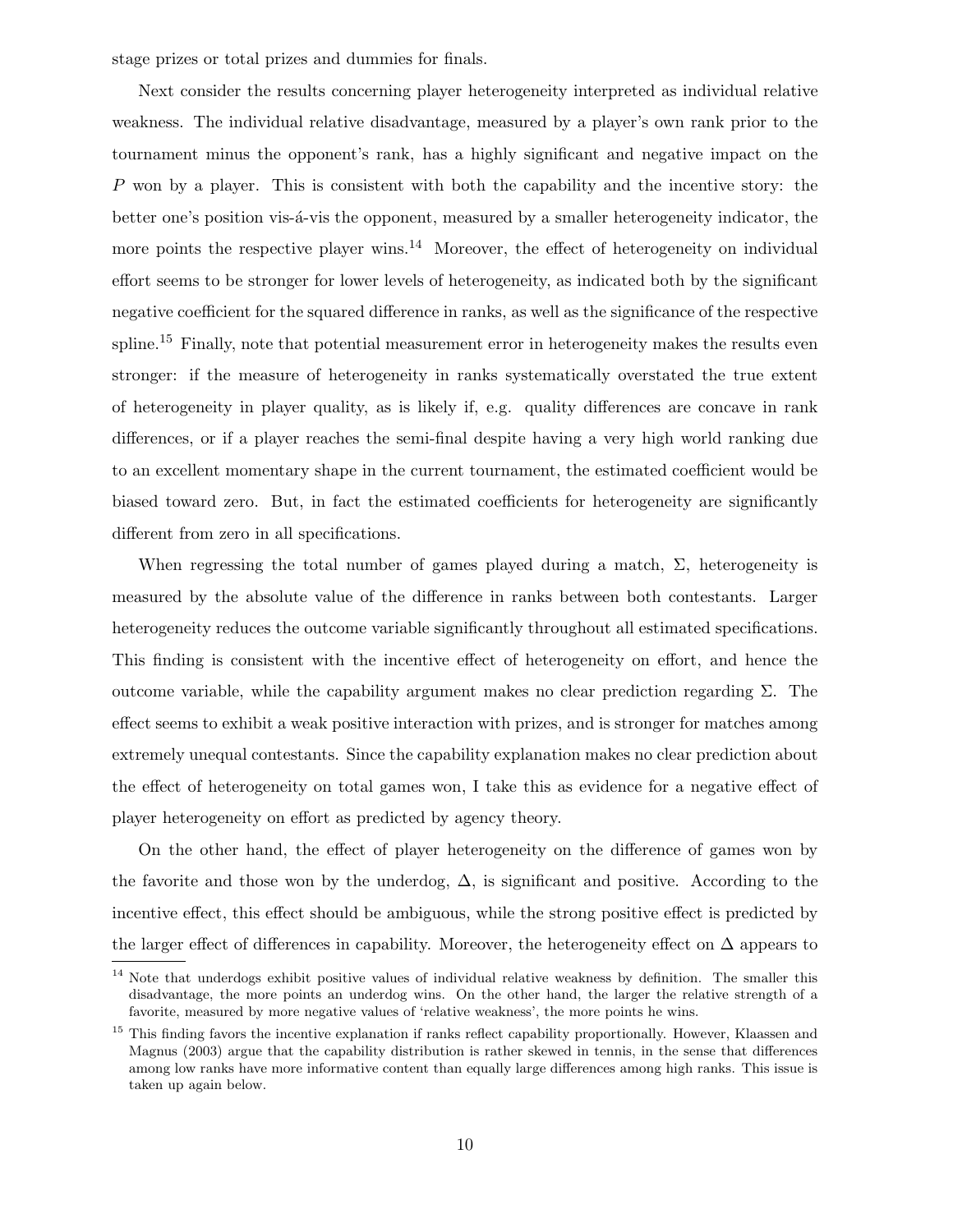stage prizes or total prizes and dummies for finals.

Next consider the results concerning player heterogeneity interpreted as individual relative weakness. The individual relative disadvantage, measured by a player's own rank prior to the tournament minus the opponent's rank, has a highly significant and negative impact on the $P$ won by a player. This is consistent with both the capability and the incentive story: the better one's position vis-á-vis the opponent, measured by a smaller heterogeneity indicator, the more points the respective player wins.[14] Moreover, the effect of heterogeneity on individual effort seems to be stronger for lower levels of heterogeneity, as indicated both by the significant negative coefficient for the squared difference in ranks, as well as the significance of the respective spline.[15] Finally, note that potential measurement error in heterogeneity makes the results even stronger: if the measure of heterogeneity in ranks systematically overstated the true extent of heterogeneity in player quality, as is likely if, e.g. quality differences are concave in rank differences, or if a player reaches the semi-final despite having a very high world ranking due to an excellent momentary shape in the current tournament, the estimated coefficient would be biased toward zero. But, in fact the estimated coefficients for heterogeneity are significantly different from zero in all specifications.

When regressing the total number of games played during a match, $\Sigma$, heterogeneity is measured by the absolute value of the difference in ranks between both contestants. Larger heterogeneity reduces the outcome variable significantly throughout all estimated specifications. This finding is consistent with the incentive effect of heterogeneity on effort, and hence the outcome variable, while the capability argument makes no clear prediction regarding $\Sigma$. The effect seems to exhibit a weak positive interaction with prizes, and is stronger for matches among extremely unequal contestants. Since the capability explanation makes no clear prediction about the effect of heterogeneity on total games won, I take this as evidence for a negative effect of player heterogeneity on effort as predicted by agency theory.

On the other hand, the effect of player heterogeneity on the difference of games won by the favorite and those won by the underdog, $\Delta$, is significant and positive. According to the incentive effect, this effect should be ambiguous, while the strong positive effect is predicted by the larger effect of differences in capability. Moreover, the heterogeneity effect on $\Delta$ appears to

[14] Note that underdogs exhibit positive values of individual relative weakness by definition. The smaller this disadvantage, the more points an underdog wins. On the other hand, the larger the relative strength of a favorite, measured by more negative values of 'relative weakness', the more points he wins.

[15] This finding favors the incentive explanation if ranks reflect capability proportionally. However, Klaassen and Magnus (2003) argue that the capability distribution is rather skewed in tennis, in the sense that differences among low ranks have more informative content than equally large differences among high ranks. This issue is taken up again below.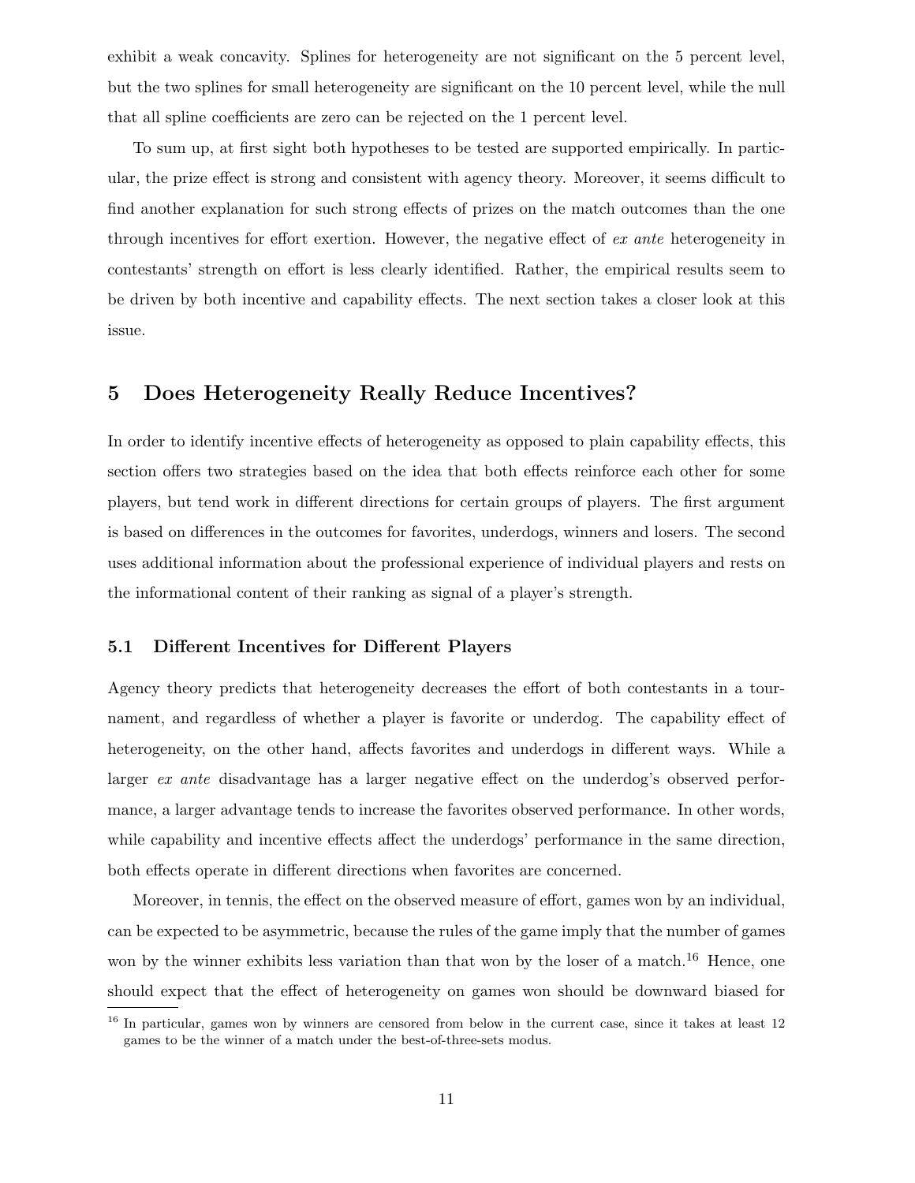exhibit a weak concavity. Splines for heterogeneity are not significant on the 5 percent level, but the two splines for small heterogeneity are significant on the 10 percent level, while the null that all spline coefficients are zero can be rejected on the 1 percent level.

To sum up, at first sight both hypotheses to be tested are supported empirically. In particular, the prize effect is strong and consistent with agency theory. Moreover, it seems difficult to find another explanation for such strong effects of prizes on the match outcomes than the one through incentives for effort exertion. However, the negative effect of *ex ante* heterogeneity in contestants' strength on effort is less clearly identified. Rather, the empirical results seem to be driven by both incentive and capability effects. The next section takes a closer look at this issue.

## 5 Does Heterogeneity Really Reduce Incentives?

In order to identify incentive effects of heterogeneity as opposed to plain capability effects, this section offers two strategies based on the idea that both effects reinforce each other for some players, but tend work in different directions for certain groups of players. The first argument is based on differences in the outcomes for favorites, underdogs, winners and losers. The second uses additional information about the professional experience of individual players and rests on the informational content of their ranking as signal of a player's strength.

### 5.1 Different Incentives for Different Players

Agency theory predicts that heterogeneity decreases the effort of both contestants in a tournament, and regardless of whether a player is favorite or underdog. The capability effect of heterogeneity, on the other hand, affects favorites and underdogs in different ways. While a larger *ex ante* disadvantage has a larger negative effect on the underdog's observed performance, a larger advantage tends to increase the favorites observed performance. In other words, while capability and incentive effects affect the underdogs' performance in the same direction, both effects operate in different directions when favorites are concerned.

Moreover, in tennis, the effect on the observed measure of effort, games won by an individual, can be expected to be asymmetric, because the rules of the game imply that the number of games won by the winner exhibits less variation than that won by the loser of a match.[16] Hence, one should expect that the effect of heterogeneity on games won should be downward biased for

[16] In particular, games won by winners are censored from below in the current case, since it takes at least 12 games to be the winner of a match under the best-of-three-sets modus.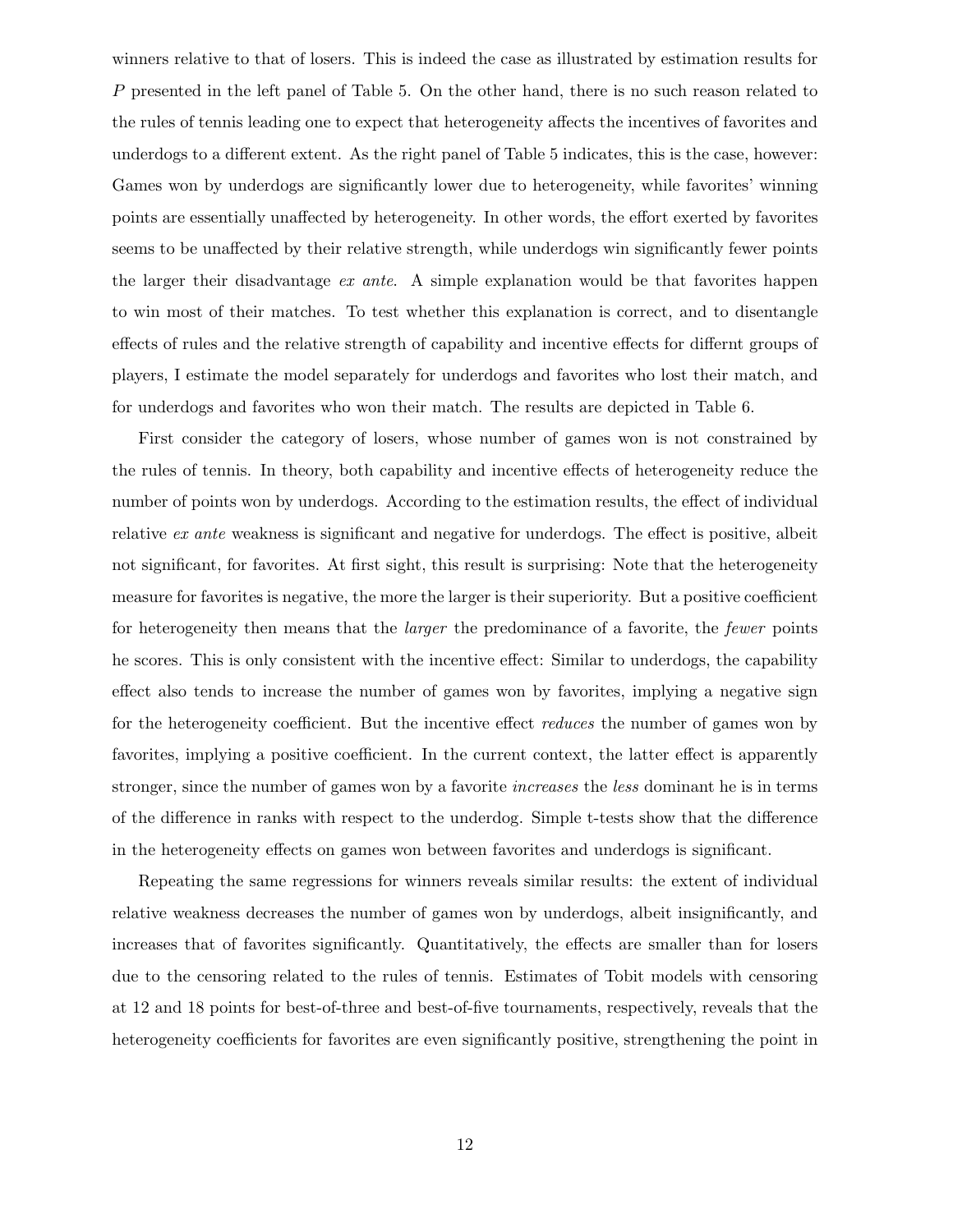winners relative to that of losers. This is indeed the case as illustrated by estimation results for $P$ presented in the left panel of Table 5. On the other hand, there is no such reason related to the rules of tennis leading one to expect that heterogeneity affects the incentives of favorites and underdogs to a different extent. As the right panel of Table 5 indicates, this is the case, however: Games won by underdogs are significantly lower due to heterogeneity, while favorites' winning points are essentially unaffected by heterogeneity. In other words, the effort exerted by favorites seems to be unaffected by their relative strength, while underdogs win significantly fewer points the larger their disadvantage *ex ante*. A simple explanation would be that favorites happen to win most of their matches. To test whether this explanation is correct, and to disentangle effects of rules and the relative strength of capability and incentive effects for differnt groups of players, I estimate the model separately for underdogs and favorites who lost their match, and for underdogs and favorites who won their match. The results are depicted in Table 6.

First consider the category of losers, whose number of games won is not constrained by the rules of tennis. In theory, both capability and incentive effects of heterogeneity reduce the number of points won by underdogs. According to the estimation results, the effect of individual relative *ex ante* weakness is significant and negative for underdogs. The effect is positive, albeit not significant, for favorites. At first sight, this result is surprising: Note that the heterogeneity measure for favorites is negative, the more the larger is their superiority. But a positive coefficient for heterogeneity then means that the *larger* the predominance of a favorite, the *fewer* points he scores. This is only consistent with the incentive effect: Similar to underdogs, the capability effect also tends to increase the number of games won by favorites, implying a negative sign for the heterogeneity coefficient. But the incentive effect *reduces* the number of games won by favorites, implying a positive coefficient. In the current context, the latter effect is apparently stronger, since the number of games won by a favorite *increases* the *less* dominant he is in terms of the difference in ranks with respect to the underdog. Simple t-tests show that the difference in the heterogeneity effects on games won between favorites and underdogs is significant.

Repeating the same regressions for winners reveals similar results: the extent of individual relative weakness decreases the number of games won by underdogs, albeit insignificantly, and increases that of favorites significantly. Quantitatively, the effects are smaller than for losers due to the censoring related to the rules of tennis. Estimates of Tobit models with censoring at 12 and 18 points for best-of-three and best-of-five tournaments, respectively, reveals that the heterogeneity coefficients for favorites are even significantly positive, strengthening the point in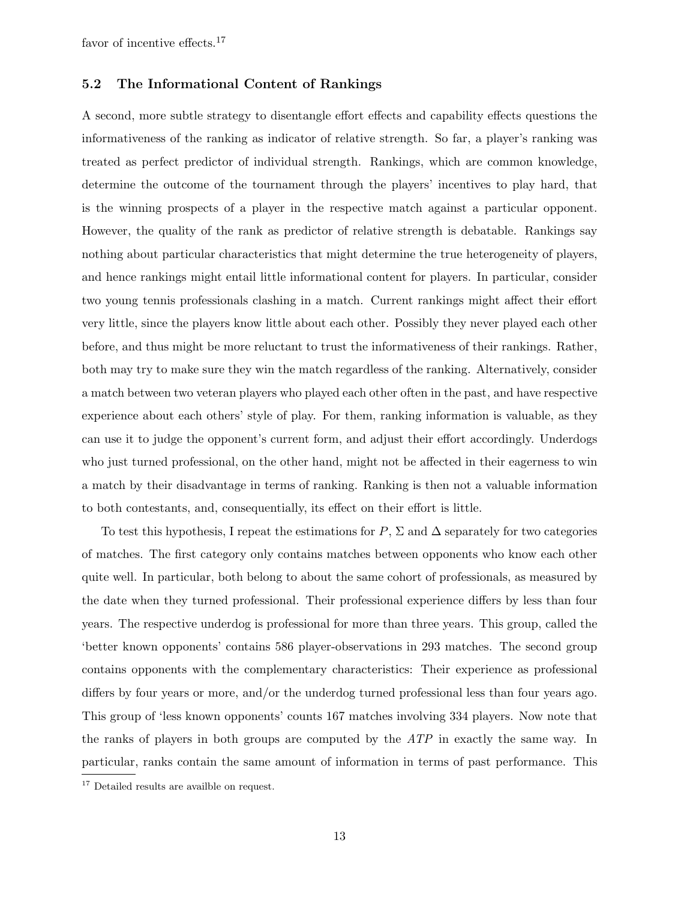favor of incentive effects.[17]

### 5.2 The Informational Content of Rankings

A second, more subtle strategy to disentangle effort effects and capability effects questions the informativeness of the ranking as indicator of relative strength. So far, a player's ranking was treated as perfect predictor of individual strength. Rankings, which are common knowledge, determine the outcome of the tournament through the players' incentives to play hard, that is the winning prospects of a player in the respective match against a particular opponent. However, the quality of the rank as predictor of relative strength is debatable. Rankings say nothing about particular characteristics that might determine the true heterogeneity of players, and hence rankings might entail little informational content for players. In particular, consider two young tennis professionals clashing in a match. Current rankings might affect their effort very little, since the players know little about each other. Possibly they never played each other before, and thus might be more reluctant to trust the informativeness of their rankings. Rather, both may try to make sure they win the match regardless of the ranking. Alternatively, consider a match between two veteran players who played each other often in the past, and have respective experience about each others' style of play. For them, ranking information is valuable, as they can use it to judge the opponent's current form, and adjust their effort accordingly. Underdogs who just turned professional, on the other hand, might not be affected in their eagerness to win a match by their disadvantage in terms of ranking. Ranking is then not a valuable information to both contestants, and, consequentially, its effect on their effort is little.

To test this hypothesis, I repeat the estimations for $P$, $\Sigma$ and $\Delta$ separately for two categories of matches. The first category only contains matches between opponents who know each other quite well. In particular, both belong to about the same cohort of professionals, as measured by the date when they turned professional. Their professional experience differs by less than four years. The respective underdog is professional for more than three years. This group, called the 'better known opponents' contains 586 player-observations in 293 matches. The second group contains opponents with the complementary characteristics: Their experience as professional differs by four years or more, and/or the underdog turned professional less than four years ago. This group of 'less known opponents' counts 167 matches involving 334 players. Now note that the ranks of players in both groups are computed by the *ATP* in exactly the same way. In particular, ranks contain the same amount of information in terms of past performance. This

[17] Detailed results are availble on request.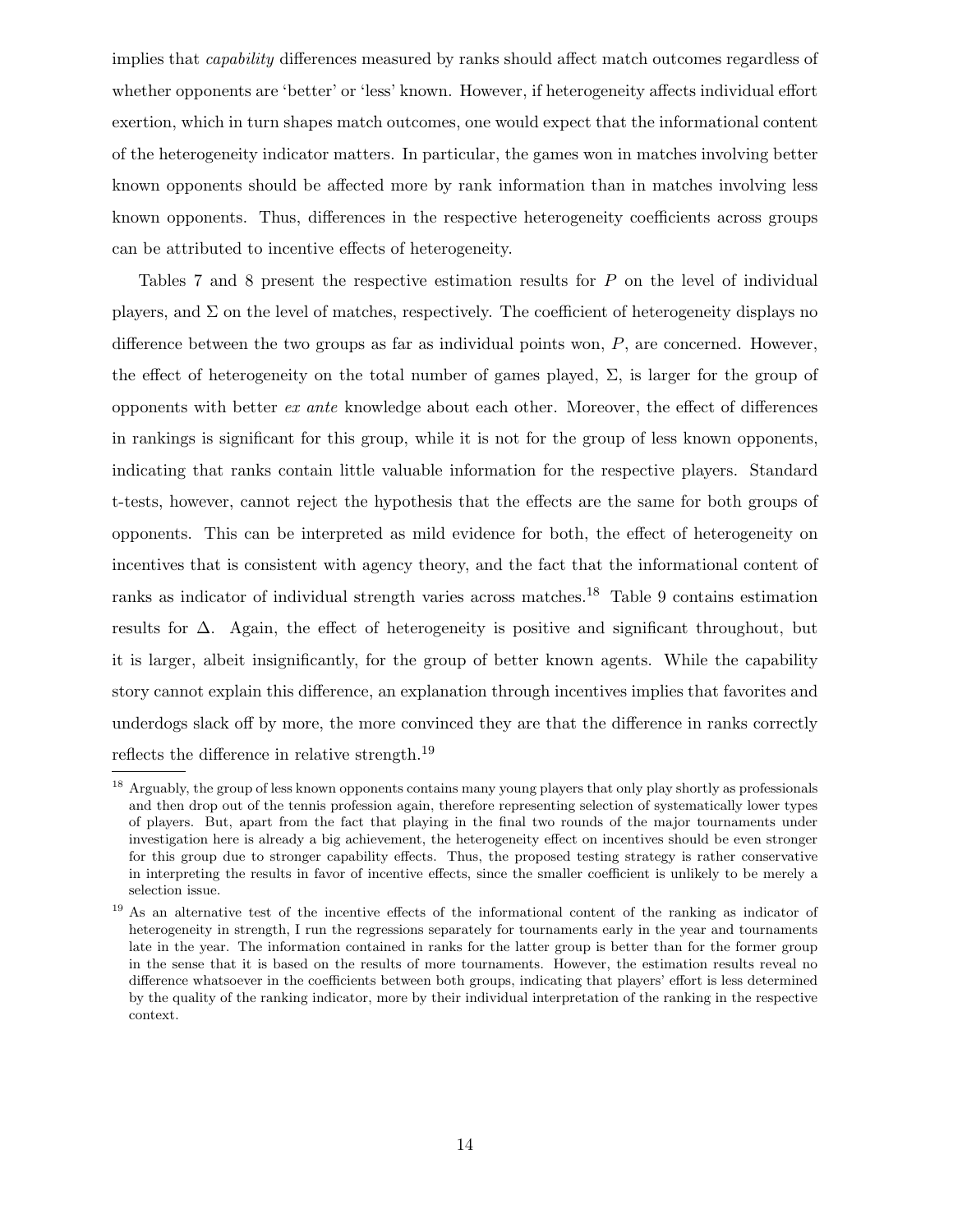implies that *capability* differences measured by ranks should affect match outcomes regardless of whether opponents are 'better' or 'less' known. However, if heterogeneity affects individual effort exertion, which in turn shapes match outcomes, one would expect that the informational content of the heterogeneity indicator matters. In particular, the games won in matches involving better known opponents should be affected more by rank information than in matches involving less known opponents. Thus, differences in the respective heterogeneity coefficients across groups can be attributed to incentive effects of heterogeneity.

Tables 7 and 8 present the respective estimation results for $P$ on the level of individual players, and $\Sigma$ on the level of matches, respectively. The coefficient of heterogeneity displays no difference between the two groups as far as individual points won, $P$, are concerned. However, the effect of heterogeneity on the total number of games played, $\Sigma$, is larger for the group of opponents with better *ex ante* knowledge about each other. Moreover, the effect of differences in rankings is significant for this group, while it is not for the group of less known opponents, indicating that ranks contain little valuable information for the respective players. Standard t-tests, however, cannot reject the hypothesis that the effects are the same for both groups of opponents. This can be interpreted as mild evidence for both, the effect of heterogeneity on incentives that is consistent with agency theory, and the fact that the informational content of ranks as indicator of individual strength varies across matches.[18] Table 9 contains estimation results for $\Delta$. Again, the effect of heterogeneity is positive and significant throughout, but it is larger, albeit insignificantly, for the group of better known agents. While the capability story cannot explain this difference, an explanation through incentives implies that favorites and underdogs slack off by more, the more convinced they are that the difference in ranks correctly reflects the difference in relative strength.[19]

---

[18] Arguably, the group of less known opponents contains many young players that only play shortly as professionals and then drop out of the tennis profession again, therefore representing selection of systematically lower types of players. But, apart from the fact that playing in the final two rounds of the major tournaments under investigation here is already a big achievement, the heterogeneity effect on incentives should be even stronger for this group due to stronger capability effects. Thus, the proposed testing strategy is rather conservative in interpreting the results in favor of incentive effects, since the smaller coefficient is unlikely to be merely a selection issue.

[19] As an alternative test of the incentive effects of the informational content of the ranking as indicator of heterogeneity in strength, I run the regressions separately for tournaments early in the year and tournaments late in the year. The information contained in ranks for the latter group is better than for the former group in the sense that it is based on the results of more tournaments. However, the estimation results reveal no difference whatsoever in the coefficients between both groups, indicating that players' effort is less determined by the quality of the ranking indicator, more by their individual interpretation of the ranking in the respective context.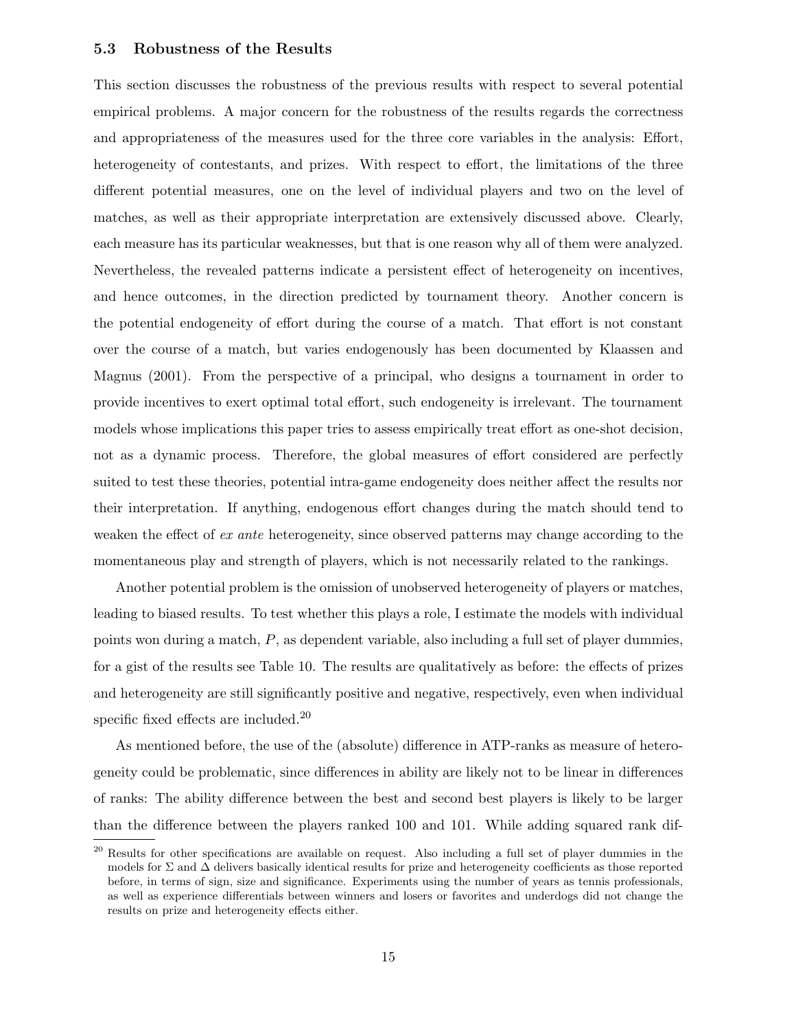### 5.3 Robustness of the Results

This section discusses the robustness of the previous results with respect to several potential empirical problems. A major concern for the robustness of the results regards the correctness and appropriateness of the measures used for the three core variables in the analysis: Effort, heterogeneity of contestants, and prizes. With respect to effort, the limitations of the three different potential measures, one on the level of individual players and two on the level of matches, as well as their appropriate interpretation are extensively discussed above. Clearly, each measure has its particular weaknesses, but that is one reason why all of them were analyzed. Nevertheless, the revealed patterns indicate a persistent effect of heterogeneity on incentives, and hence outcomes, in the direction predicted by tournament theory. Another concern is the potential endogeneity of effort during the course of a match. That effort is not constant over the course of a match, but varies endogenously has been documented by Klaassen and Magnus (2001). From the perspective of a principal, who designs a tournament in order to provide incentives to exert optimal total effort, such endogeneity is irrelevant. The tournament models whose implications this paper tries to assess empirically treat effort as one-shot decision, not as a dynamic process. Therefore, the global measures of effort considered are perfectly suited to test these theories, potential intra-game endogeneity does neither affect the results nor their interpretation. If anything, endogenous effort changes during the match should tend to weaken the effect of *ex ante* heterogeneity, since observed patterns may change according to the momentaneous play and strength of players, which is not necessarily related to the rankings.

Another potential problem is the omission of unobserved heterogeneity of players or matches, leading to biased results. To test whether this plays a role, I estimate the models with individual points won during a match, $P$, as dependent variable, also including a full set of player dummies, for a gist of the results see Table 10. The results are qualitatively as before: the effects of prizes and heterogeneity are still significantly positive and negative, respectively, even when individual specific fixed effects are included.[20]

As mentioned before, the use of the (absolute) difference in ATP-ranks as measure of heterogeneity could be problematic, since differences in ability are likely not to be linear in differences of ranks: The ability difference between the best and second best players is likely to be larger than the difference between the players ranked 100 and 101. While adding squared rank dif-

[20] Results for other specifications are available on request. Also including a full set of player dummies in the models for $\Sigma$ and $\Delta$ delivers basically identical results for prize and heterogeneity coefficients as those reported before, in terms of sign, size and significance. Experiments using the number of years as tennis professionals, as well as experience differentials between winners and losers or favorites and underdogs did not change the results on prize and heterogeneity effects either.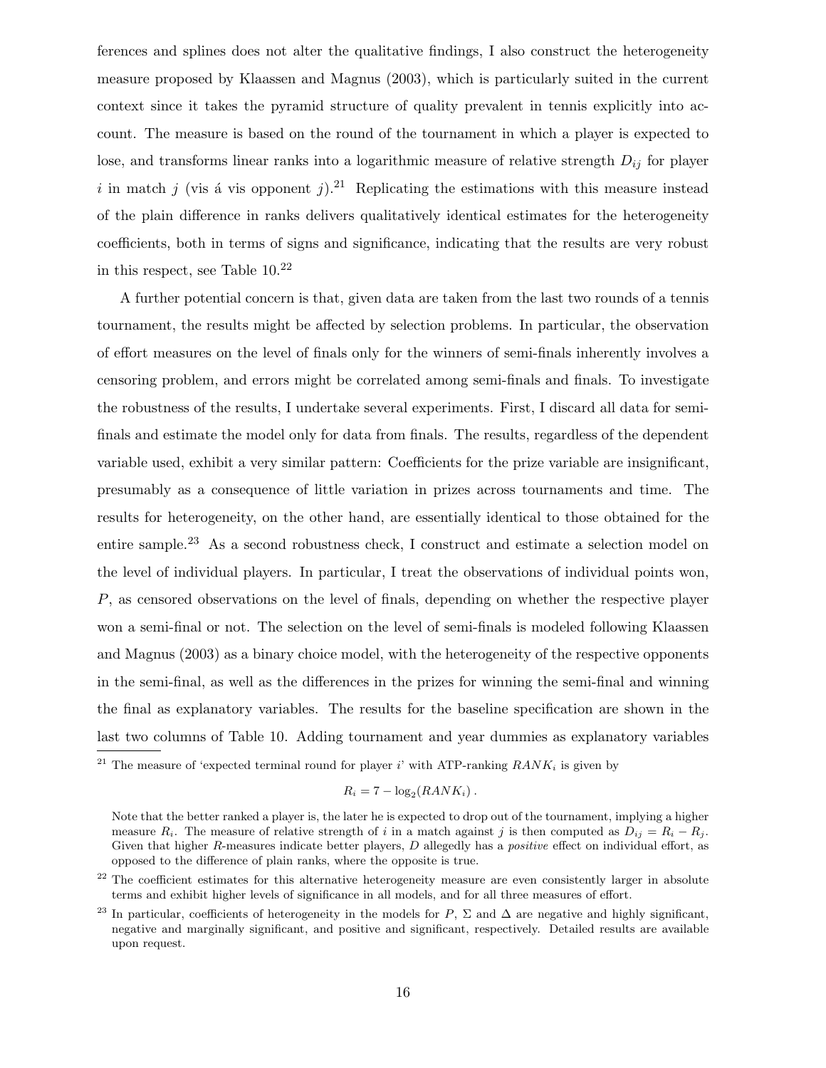ferences and splines does not alter the qualitative findings, I also construct the heterogeneity measure proposed by Klaassen and Magnus (2003), which is particularly suited in the current context since it takes the pyramid structure of quality prevalent in tennis explicitly into account. The measure is based on the round of the tournament in which a player is expected to lose, and transforms linear ranks into a logarithmic measure of relative strength $D_{ij}$ for player $i$ in match $j$ (vis á vis opponent $j$).[21] Replicating the estimations with this measure instead of the plain difference in ranks delivers qualitatively identical estimates for the heterogeneity coefficients, both in terms of signs and significance, indicating that the results are very robust in this respect, see Table 10.[22]

A further potential concern is that, given data are taken from the last two rounds of a tennis tournament, the results might be affected by selection problems. In particular, the observation of effort measures on the level of finals only for the winners of semi-finals inherently involves a censoring problem, and errors might be correlated among semi-finals and finals. To investigate the robustness of the results, I undertake several experiments. First, I discard all data for semi-finals and estimate the model only for data from finals. The results, regardless of the dependent variable used, exhibit a very similar pattern: Coefficients for the prize variable are insignificant, presumably as a consequence of little variation in prizes across tournaments and time. The results for heterogeneity, on the other hand, are essentially identical to those obtained for the entire sample.[23] As a second robustness check, I construct and estimate a selection model on the level of individual players. In particular, I treat the observations of individual points won, $P$, as censored observations on the level of finals, depending on whether the respective player won a semi-final or not. The selection on the level of semi-finals is modeled following Klaassen and Magnus (2003) as a binary choice model, with the heterogeneity of the respective opponents in the semi-final, as well as the differences in the prizes for winning the semi-final and winning the final as explanatory variables. The results for the baseline specification are shown in the last two columns of Table 10. Adding tournament and year dummies as explanatory variables

[21] The measure of 'expected terminal round for player $i$' with ATP-ranking $RANK_i$ is given by

$$R_i = 7 - \log_2(RANK_i)\,.$$

Note that the better ranked a player is, the later he is expected to drop out of the tournament, implying a higher measure $R_i$. The measure of relative strength of $i$ in a match against $j$ is then computed as $D_{ij} = R_i - R_j$. Given that higher $R$-measures indicate better players, $D$ allegedly has a *positive* effect on individual effort, as opposed to the difference of plain ranks, where the opposite is true.

[22] The coefficient estimates for this alternative heterogeneity measure are even consistently larger in absolute terms and exhibit higher levels of significance in all models, and for all three measures of effort.

[23] In particular, coefficients of heterogeneity in the models for $P$, $\Sigma$ and $\Delta$ are negative and highly significant, negative and marginally significant, and positive and significant, respectively. Detailed results are available upon request.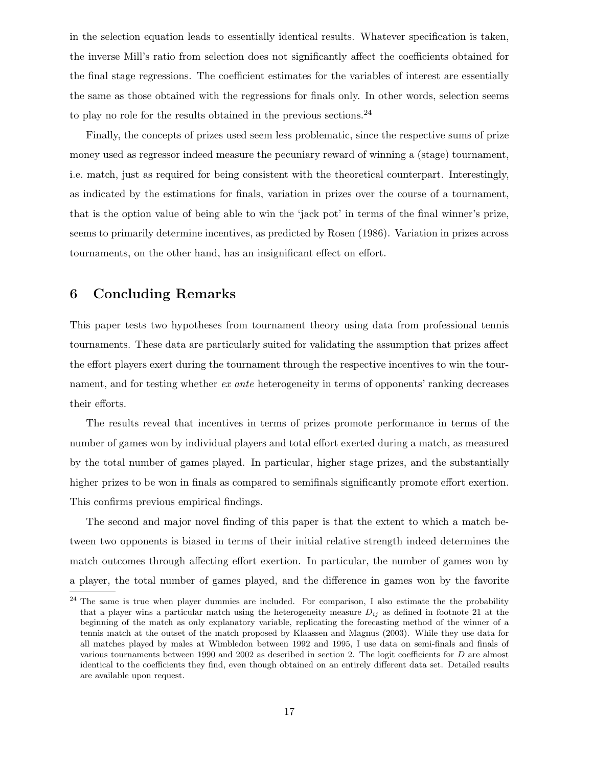in the selection equation leads to essentially identical results. Whatever specification is taken, the inverse Mill's ratio from selection does not significantly affect the coefficients obtained for the final stage regressions. The coefficient estimates for the variables of interest are essentially the same as those obtained with the regressions for finals only. In other words, selection seems to play no role for the results obtained in the previous sections.[24]

Finally, the concepts of prizes used seem less problematic, since the respective sums of prize money used as regressor indeed measure the pecuniary reward of winning a (stage) tournament, i.e. match, just as required for being consistent with the theoretical counterpart. Interestingly, as indicated by the estimations for finals, variation in prizes over the course of a tournament, that is the option value of being able to win the 'jack pot' in terms of the final winner's prize, seems to primarily determine incentives, as predicted by Rosen (1986). Variation in prizes across tournaments, on the other hand, has an insignificant effect on effort.

## 6 Concluding Remarks

This paper tests two hypotheses from tournament theory using data from professional tennis tournaments. These data are particularly suited for validating the assumption that prizes affect the effort players exert during the tournament through the respective incentives to win the tournament, and for testing whether *ex ante* heterogeneity in terms of opponents' ranking decreases their efforts.

The results reveal that incentives in terms of prizes promote performance in terms of the number of games won by individual players and total effort exerted during a match, as measured by the total number of games played. In particular, higher stage prizes, and the substantially higher prizes to be won in finals as compared to semifinals significantly promote effort exertion. This confirms previous empirical findings.

The second and major novel finding of this paper is that the extent to which a match between two opponents is biased in terms of their initial relative strength indeed determines the match outcomes through affecting effort exertion. In particular, the number of games won by a player, the total number of games played, and the difference in games won by the favorite

[24] The same is true when player dummies are included. For comparison, I also estimate the the probability that a player wins a particular match using the heterogeneity measure $D_{ij}$ as defined in footnote 21 at the beginning of the match as only explanatory variable, replicating the forecasting method of the winner of a tennis match at the outset of the match proposed by Klaassen and Magnus (2003). While they use data for all matches played by males at Wimbledon between 1992 and 1995, I use data on semi-finals and finals of various tournaments between 1990 and 2002 as described in section 2. The logit coefficients for $D$ are almost identical to the coefficients they find, even though obtained on an entirely different data set. Detailed results are available upon request.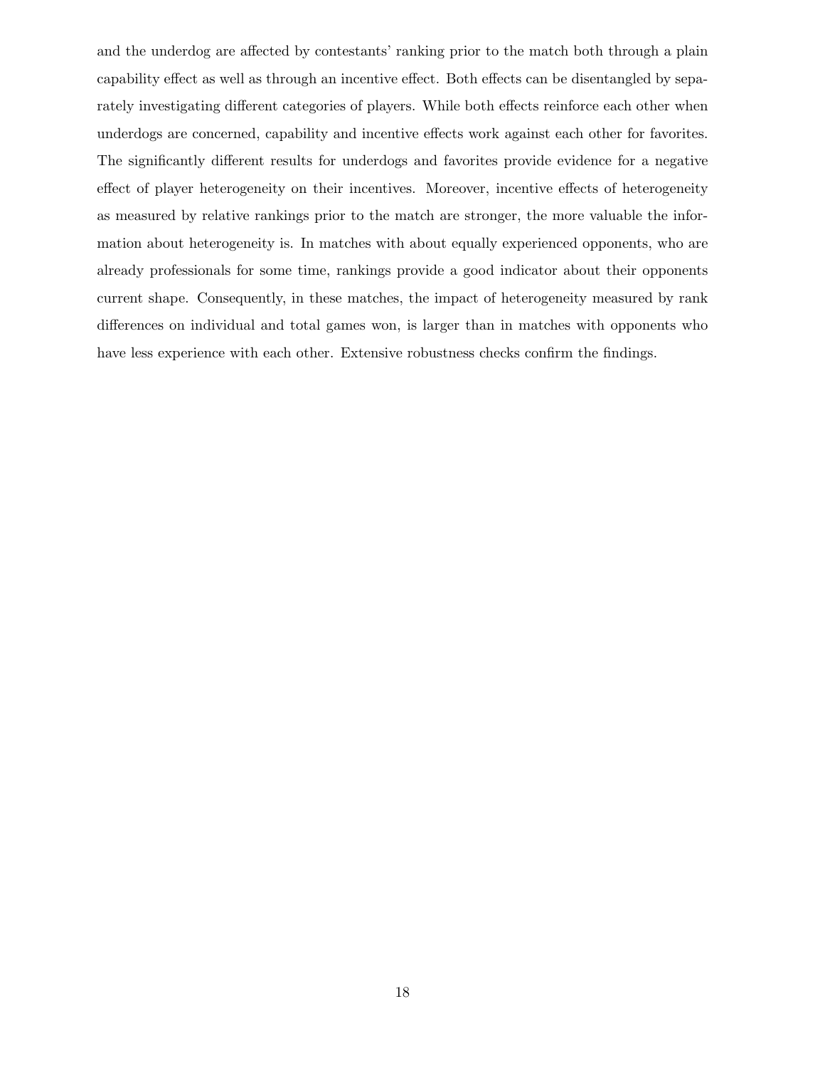and the underdog are affected by contestants' ranking prior to the match both through a plain capability effect as well as through an incentive effect. Both effects can be disentangled by separately investigating different categories of players. While both effects reinforce each other when underdogs are concerned, capability and incentive effects work against each other for favorites. The significantly different results for underdogs and favorites provide evidence for a negative effect of player heterogeneity on their incentives. Moreover, incentive effects of heterogeneity as measured by relative rankings prior to the match are stronger, the more valuable the information about heterogeneity is. In matches with about equally experienced opponents, who are already professionals for some time, rankings provide a good indicator about their opponents current shape. Consequently, in these matches, the impact of heterogeneity measured by rank differences on individual and total games won, is larger than in matches with opponents who have less experience with each other. Extensive robustness checks confirm the findings.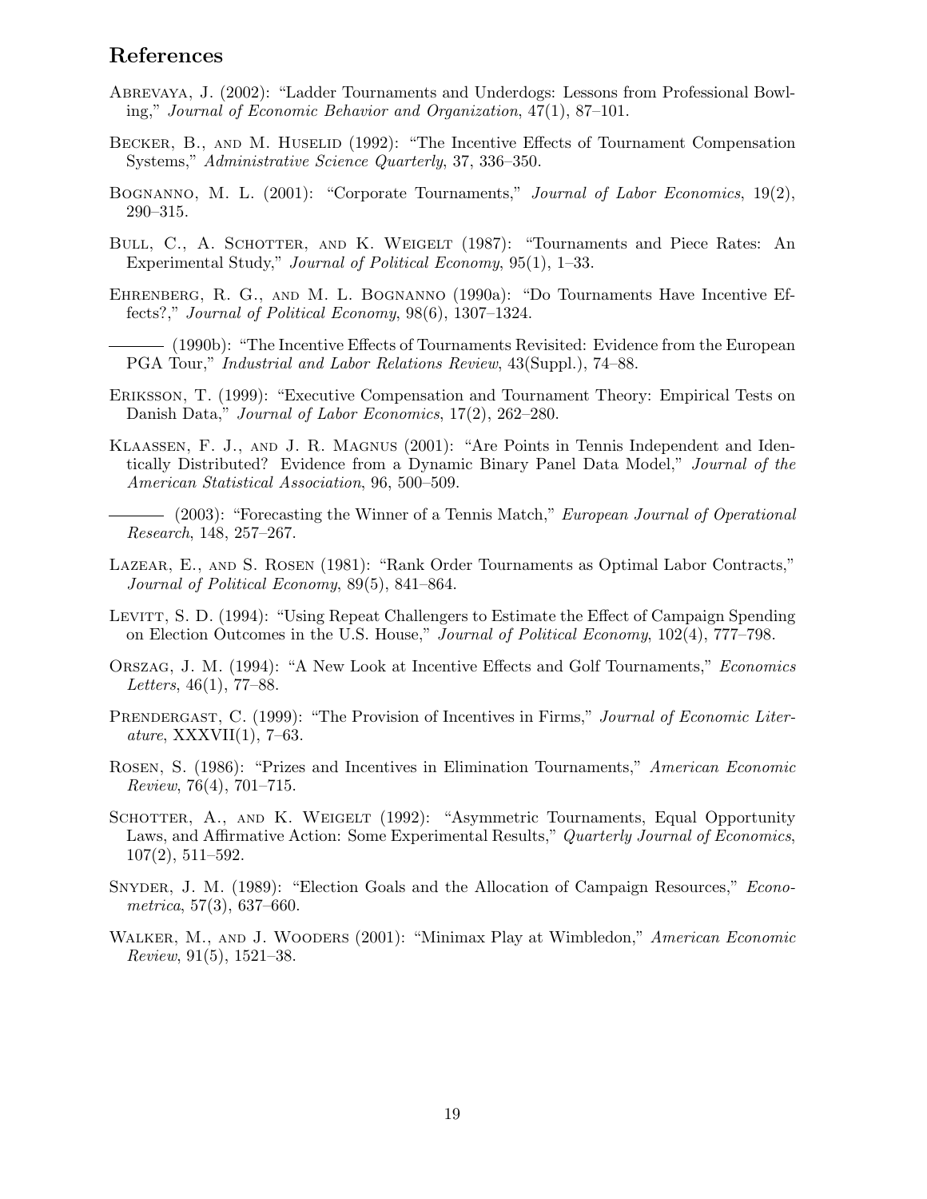## References

Abrevaya, J. (2002): "Ladder Tournaments and Underdogs: Lessons from Professional Bowling," *Journal of Economic Behavior and Organization*, 47(1), 87–101.

Becker, B., and M. Huselid (1992): "The Incentive Effects of Tournament Compensation Systems," *Administrative Science Quarterly*, 37, 336–350.

Bognanno, M. L. (2001): "Corporate Tournaments," *Journal of Labor Economics*, 19(2), 290–315.

Bull, C., A. Schotter, and K. Weigelt (1987): "Tournaments and Piece Rates: An Experimental Study," *Journal of Political Economy*, 95(1), 1–33.

Ehrenberg, R. G., and M. L. Bognanno (1990a): "Do Tournaments Have Incentive Effects?," *Journal of Political Economy*, 98(6), 1307–1324.

——— (1990b): "The Incentive Effects of Tournaments Revisited: Evidence from the European PGA Tour," *Industrial and Labor Relations Review*, 43(Suppl.), 74–88.

Eriksson, T. (1999): "Executive Compensation and Tournament Theory: Empirical Tests on Danish Data," *Journal of Labor Economics*, 17(2), 262–280.

Klaassen, F. J., and J. R. Magnus (2001): "Are Points in Tennis Independent and Identically Distributed? Evidence from a Dynamic Binary Panel Data Model," *Journal of the American Statistical Association*, 96, 500–509.

——— (2003): "Forecasting the Winner of a Tennis Match," *European Journal of Operational Research*, 148, 257–267.

Lazear, E., and S. Rosen (1981): "Rank Order Tournaments as Optimal Labor Contracts," *Journal of Political Economy*, 89(5), 841–864.

Levitt, S. D. (1994): "Using Repeat Challengers to Estimate the Effect of Campaign Spending on Election Outcomes in the U.S. House," *Journal of Political Economy*, 102(4), 777–798.

Orszag, J. M. (1994): "A New Look at Incentive Effects and Golf Tournaments," *Economics Letters*, 46(1), 77–88.

Prendergast, C. (1999): "The Provision of Incentives in Firms," *Journal of Economic Literature*, XXXVII(1), 7–63.

Rosen, S. (1986): "Prizes and Incentives in Elimination Tournaments," *American Economic Review*, 76(4), 701–715.

Schotter, A., and K. Weigelt (1992): "Asymmetric Tournaments, Equal Opportunity Laws, and Affirmative Action: Some Experimental Results," *Quarterly Journal of Economics*, 107(2), 511–592.

Snyder, J. M. (1989): "Election Goals and the Allocation of Campaign Resources," *Econometrica*, 57(3), 637–660.

Walker, M., and J. Wooders (2001): "Minimax Play at Wimbledon," *American Economic Review*, 91(5), 1521–38.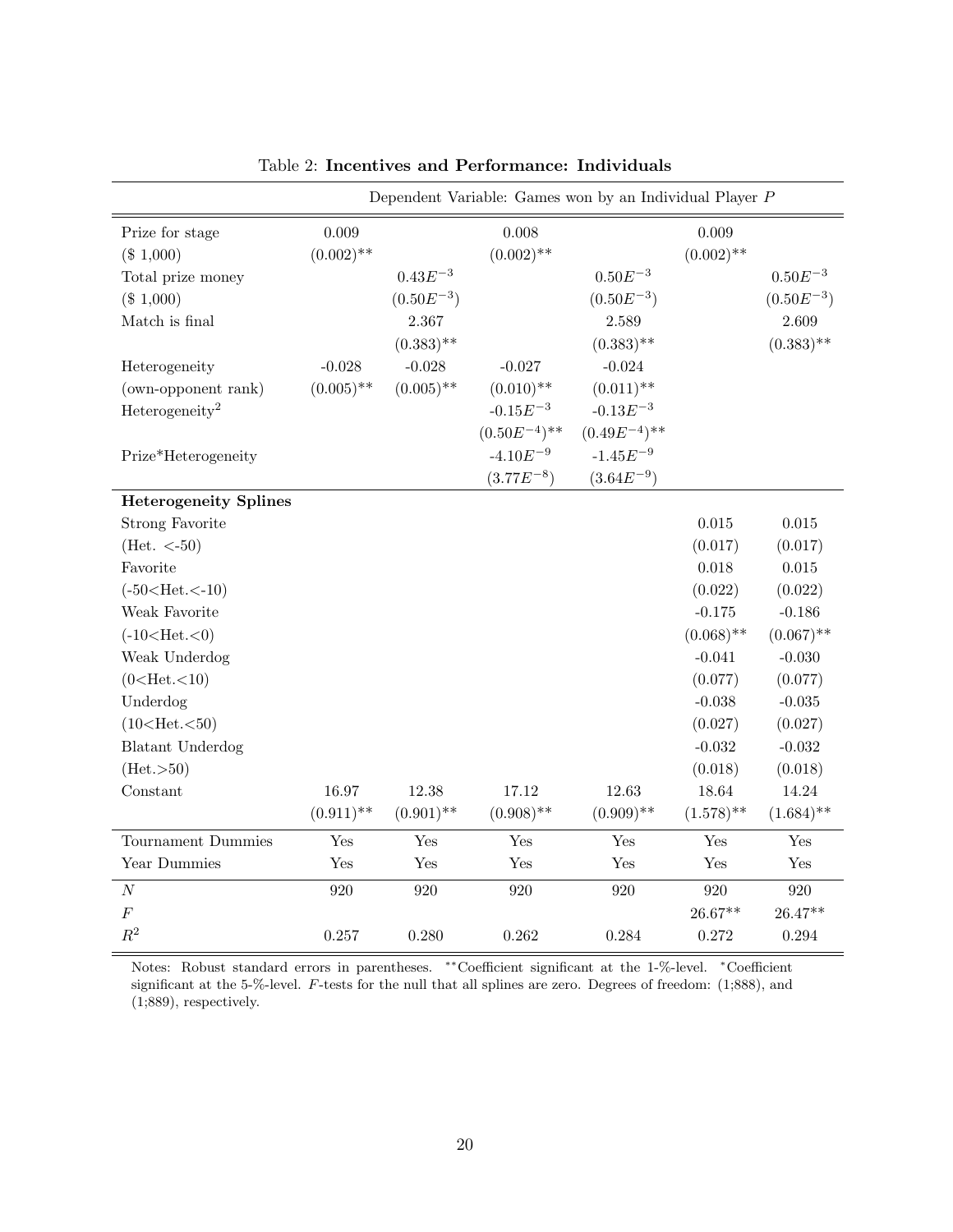Table 2: **Incentives and Performance: Individuals**

| | Dependent Variable: Games won by an Individual Player $P$ | | | | | |
|---|---|---|---|---|---|---|
| Prize for stage | 0.009 | | 0.008 | | 0.009 | |
| ($ 1,000) | (0.002)** | | (0.002)** | | (0.002)** | |
| Total prize money | | $0.43E^{-3}$ | | $0.50E^{-3}$ | | $0.50E^{-3}$ |
| ($ 1,000) | | $(0.50E^{-3})$ | | $(0.50E^{-3})$ | | $(0.50E^{-3})$ |
| Match is final | | 2.367 | | 2.589 | | 2.609 |
| | | (0.383)** | | (0.383)** | | (0.383)** |
| Heterogeneity | -0.028 | -0.028 | -0.027 | -0.024 | | |
| (own-opponent rank) | (0.005)** | (0.005)** | (0.010)** | (0.011)** | | |
| Heterogeneity$^2$ | | | $-0.15E^{-3}$ | $-0.13E^{-3}$ | | |
| | | | $(0.50E^{-4})$** | $(0.49E^{-4})$** | | |
| Prize*Heterogeneity | | | $-4.10E^{-9}$ | $-1.45E^{-9}$ | | |
| | | | $(3.77E^{-8})$ | $(3.64E^{-9})$ | | |
| **Heterogeneity Splines** | | | | | | |
| Strong Favorite | | | | | 0.015 | 0.015 |
| (Het. <-50) | | | | | (0.017) | (0.017) |
| Favorite | | | | | 0.018 | 0.015 |
| (-50<Het.<-10) | | | | | (0.022) | (0.022) |
| Weak Favorite | | | | | -0.175 | -0.186 |
| (-10<Het.<0) | | | | | (0.068)** | (0.067)** |
| Weak Underdog | | | | | -0.041 | -0.030 |
| (0<Het.<10) | | | | | (0.077) | (0.077) |
| Underdog | | | | | -0.038 | -0.035 |
| (10<Het.<50) | | | | | (0.027) | (0.027) |
| Blatant Underdog | | | | | -0.032 | -0.032 |
| (Het.>50) | | | | | (0.018) | (0.018) |
| Constant | 16.97 | 12.38 | 17.12 | 12.63 | 18.64 | 14.24 |
| | (0.911)** | (0.901)** | (0.908)** | (0.909)** | (1.578)** | (1.684)** |
| Tournament Dummies | Yes | Yes | Yes | Yes | Yes | Yes |
| Year Dummies | Yes | Yes | Yes | Yes | Yes | Yes |
| $N$ | 920 | 920 | 920 | 920 | 920 | 920 |
| $F$ | | | | | 26.67** | 26.47** |
| $R^2$ | 0.257 | 0.280 | 0.262 | 0.284 | 0.272 | 0.294 |

Notes: Robust standard errors in parentheses. **Coefficient significant at the 1-%-level. *Coefficient significant at the 5-%-level. $F$-tests for the null that all splines are zero. Degrees of freedom: (1;888), and (1;889), respectively.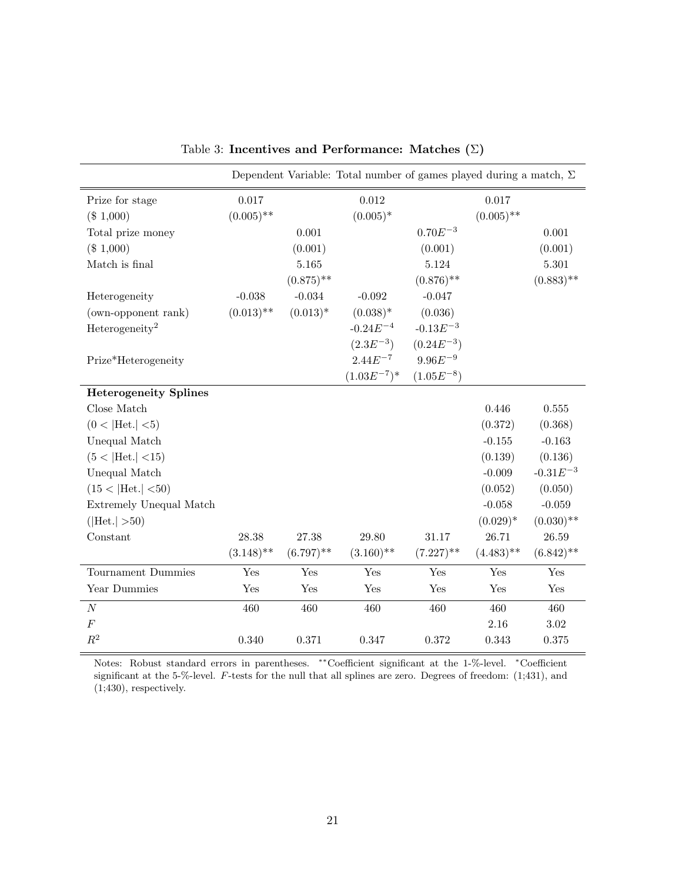Table 3: **Incentives and Performance: Matches ($\Sigma$)**

| | Dependent Variable: Total number of games played during a match, $\Sigma$ | | | | | |
|---|---|---|---|---|---|---|
| Prize for stage | 0.017 | | 0.012 | | 0.017 | |
| ($ 1,000) | (0.005)** | | (0.005)* | | (0.005)** | |
| Total prize money | | 0.001 | | $0.70E^{-3}$ | | 0.001 |
| ($ 1,000) | | (0.001) | | (0.001) | | (0.001) |
| Match is final | | 5.165 | | 5.124 | | 5.301 |
| | | (0.875)** | | (0.876)** | | (0.883)** |
| Heterogeneity | -0.038 | -0.034 | -0.092 | -0.047 | | |
| (own-opponent rank) | (0.013)** | (0.013)* | (0.038)* | (0.036) | | |
| Heterogeneity$^2$ | | | -0.24$E^{-4}$ | -0.13$E^{-3}$ | | |
| | | | ($2.3E^{-3}$) | ($0.24E^{-3}$) | | |
| Prize*Heterogeneity | | | $2.44E^{-7}$ | $9.96E^{-9}$ | | |
| | | | ($1.03E^{-7}$)* | ($1.05E^{-8}$) | | |
| **Heterogeneity Splines** | | | | | | |
| Close Match | | | | | 0.446 | 0.555 |
| ($0 <$ \|Het.\| $<5$) | | | | | (0.372) | (0.368) |
| Unequal Match | | | | | -0.155 | -0.163 |
| ($5 <$ \|Het.\| $<15$) | | | | | (0.139) | (0.136) |
| Unequal Match | | | | | -0.009 | -0.31$E^{-3}$ |
| ($15 <$ \|Het.\| $<50$) | | | | | (0.052) | (0.050) |
| Extremely Unequal Match | | | | | -0.058 | -0.059 |
| (\|Het.\| $>50$) | | | | | (0.029)* | (0.030)** |
| Constant | 28.38 | 27.38 | 29.80 | 31.17 | 26.71 | 26.59 |
| | (3.148)** | (6.797)** | (3.160)** | (7.227)** | (4.483)** | (6.842)** |
| Tournament Dummies | Yes | Yes | Yes | Yes | Yes | Yes |
| Year Dummies | Yes | Yes | Yes | Yes | Yes | Yes |
| $N$ | 460 | 460 | 460 | 460 | 460 | 460 |
| $F$ | | | | | 2.16 | 3.02 |
| $R^2$ | 0.340 | 0.371 | 0.347 | 0.372 | 0.343 | 0.375 |

Notes: Robust standard errors in parentheses. **Coefficient significant at the 1-%-level. *Coefficient significant at the 5-%-level. $F$-tests for the null that all splines are zero. Degrees of freedom: (1;431), and (1;430), respectively.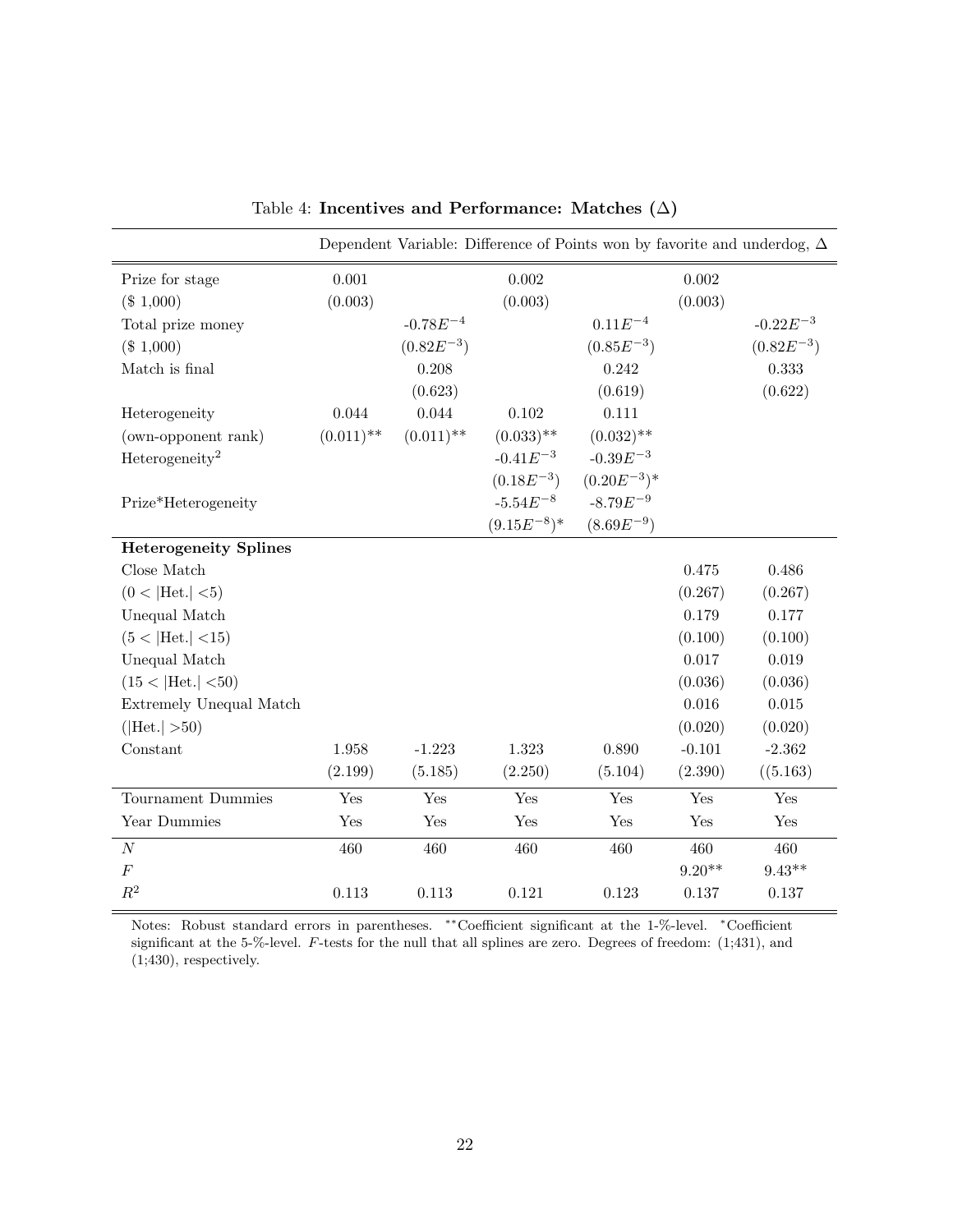Table 4: **Incentives and Performance: Matches ($\Delta$)**

| | Dependent Variable: Difference of Points won by favorite and underdog, $\Delta$ | | | | | |
|---|---|---|---|---|---|---|
| Prize for stage | 0.001 | | 0.002 | | 0.002 | |
| ($ 1,000) | (0.003) | | (0.003) | | (0.003) | |
| Total prize money | | -0.78$E^{-4}$ | | 0.11$E^{-4}$ | | -0.22$E^{-3}$ |
| ($ 1,000) | | (0.82$E^{-3}$) | | (0.85$E^{-3}$) | | (0.82$E^{-3}$) |
| Match is final | | 0.208 | | 0.242 | | 0.333 |
| | | (0.623) | | (0.619) | | (0.622) |
| Heterogeneity | 0.044 | 0.044 | 0.102 | 0.111 | | |
| (own-opponent rank) | (0.011)** | (0.011)** | (0.033)** | (0.032)** | | |
| Heterogeneity$^2$ | | | -0.41$E^{-3}$ | -0.39$E^{-3}$ | | |
| | | | (0.18$E^{-3}$) | (0.20$E^{-3}$)* | | |
| Prize*Heterogeneity | | | -5.54$E^{-8}$ | -8.79$E^{-9}$ | | |
| | | | (9.15$E^{-8}$)* | (8.69$E^{-9}$) | | |
| **Heterogeneity Splines** | | | | | | |
| Close Match | | | | | 0.475 | 0.486 |
| ($0 <$ \|Het.\| $<5$) | | | | | (0.267) | (0.267) |
| Unequal Match | | | | | 0.179 | 0.177 |
| ($5 <$ \|Het.\| $<15$) | | | | | (0.100) | (0.100) |
| Unequal Match | | | | | 0.017 | 0.019 |
| ($15 <$ \|Het.\| $<50$) | | | | | (0.036) | (0.036) |
| Extremely Unequal Match | | | | | 0.016 | 0.015 |
| (\|Het.\| $>50$) | | | | | (0.020) | (0.020) |
| Constant | 1.958 | -1.223 | 1.323 | 0.890 | -0.101 | -2.362 |
| | (2.199) | (5.185) | (2.250) | (5.104) | (2.390) | ((5.163) |
| Tournament Dummies | Yes | Yes | Yes | Yes | Yes | Yes |
| Year Dummies | Yes | Yes | Yes | Yes | Yes | Yes |
| $N$ | 460 | 460 | 460 | 460 | 460 | 460 |
| $F$ | | | | | 9.20** | 9.43** |
| $R^2$ | 0.113 | 0.113 | 0.121 | 0.123 | 0.137 | 0.137 |

Notes: Robust standard errors in parentheses. **Coefficient significant at the 1-%-level. *Coefficient significant at the 5-%-level. $F$-tests for the null that all splines are zero. Degrees of freedom: (1;431), and (1;430), respectively.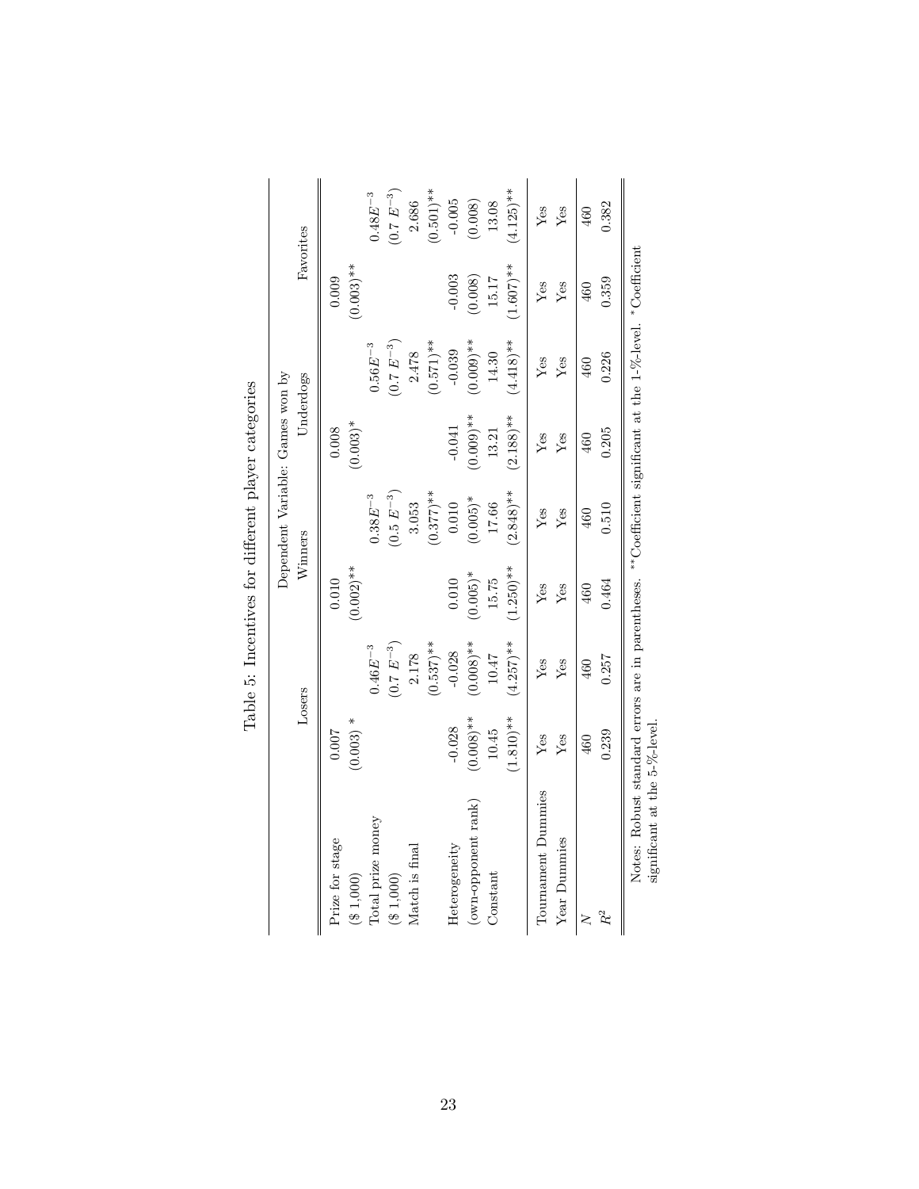Table 5: Incentives for different player categories

| | Dependent Variable: Games won by | | | | | | | |
|---|---|---|---|---|---|---|---|---|
| | Losers | | Winners | | Underdogs | | Favorites | |
| Prize for stage | 0.007 | | 0.010 | | 0.008 | | 0.009 | |
| ($ 1,000) | (0.003) * | | (0.002)** | | (0.003)* | | (0.003)** | |
| Total prize money | | $0.46E^{-3}$ | | $0.38E^{-3}$ | | $0.56E^{-3}$ | | $0.48E^{-3}$ |
| ($ 1,000) | | $(0.7\,E^{-3})$ | | $(0.5\,E^{-3})$ | | $(0.7\,E^{-3})$ | | $(0.7\,E^{-3})$ |
| Match is final | | 2.178 | | 3.053 | | 2.478 | | 2.686 |
| | | (0.537)** | | (0.377)** | | (0.571)** | | (0.501)** |
| Heterogeneity | -0.028 | -0.028 | 0.010 | 0.010 | -0.041 | -0.039 | -0.003 | -0.005 |
| (own-opponent rank) | (0.008)** | (0.008)** | (0.005)* | (0.005)* | (0.009)** | (0.009)** | (0.008) | (0.008) |
| Constant | 10.45 | 10.47 | 15.75 | 17.66 | 13.21 | 14.30 | 15.17 | 13.08 |
| | (1.810)** | (4.257)** | (1.250)** | (2.848)** | (2.188)** | (4.418)** | (1.607)** | (4.125)** |
| Tournament Dummies | Yes | Yes | Yes | Yes | Yes | Yes | Yes | Yes |
| Year Dummies | Yes | Yes | Yes | Yes | Yes | Yes | Yes | Yes |
| $N$ | 460 | 460 | 460 | 460 | 460 | 460 | 460 | 460 |
| $R^2$ | 0.239 | 0.257 | 0.464 | 0.510 | 0.205 | 0.226 | 0.359 | 0.382 |

Notes: Robust standard errors are in parentheses. **Coefficient significant at the 1-%-level. *Coefficient significant at the 5-%-level.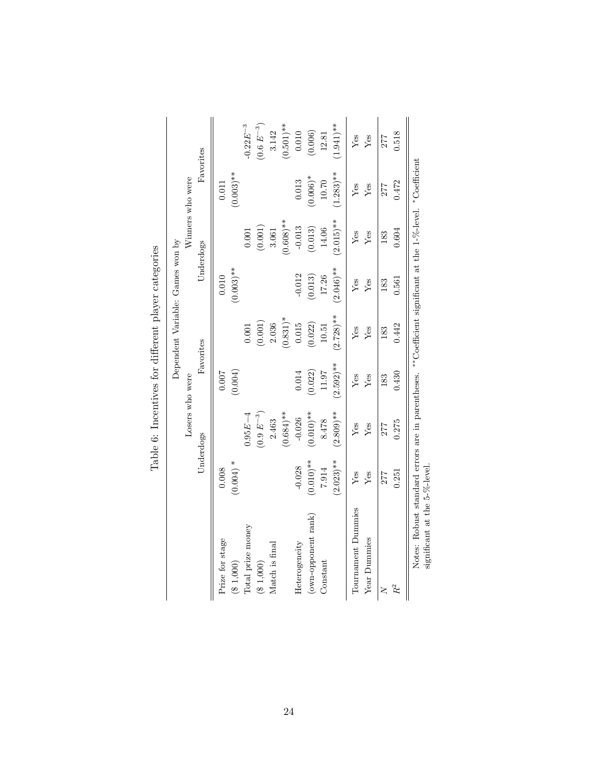Table 6: Incentives for different player categories

| | Dependent Variable: Games won by | | | | | | | |
|---|---|---|---|---|---|---|---|---|
| | Losers who were | | | | Winners who were | | | |
| | Underdogs | | Favorites | | Underdogs | | Favorites | |
| Prize for stage | 0.008 | | 0.007 | | 0.010 | | 0.011 | |
| ($ 1,000) | (0.004) * | | (0.004) | | (0.003)** | | (0.003)** | |
| Total prize money | | $0.95E{-4}$ | | 0.001 | | 0.001 | | $-0.22E^{-3}$ |
| ($ 1,000) | | $(0.9\ E^{-3})$ | | (0.001) | | (0.001) | | $(0.6\ E^{-3})$ |
| Match is final | | 2.463 | | 2.036 | | 3.061 | | 3.142 |
| | | (0.684)** | | (0.831)* | | (0.608)** | | (0.501)** |
| Heterogeneity | -0.028 | -0.026 | 0.014 | 0.015 | -0.012 | -0.013 | 0.013 | 0.010 |
| (own-opponent rank) | (0.010)** | (0.010)** | (0.022) | (0.022) | (0.013) | (0.013) | (0.006)* | (0.006) |
| Constant | 7.914 | 8.478 | 11.97 | 10.51 | 17.26 | 14.06 | 10.70 | 12.81 |
| | (2.023)** | (2.809)** | (2.592)** | (2.728)** | (2.046)** | (2.015)** | (1.283)** | (1.941)** |
| Tournament Dummies | Yes | Yes | Yes | Yes | Yes | Yes | Yes | Yes |
| Year Dummies | Yes | Yes | Yes | Yes | Yes | Yes | Yes | Yes |
| $N$ | 277 | 277 | 183 | 183 | 183 | 183 | 277 | 277 |
| $R^2$ | 0.251 | 0.275 | 0.430 | 0.442 | 0.561 | 0.604 | 0.472 | 0.518 |

Notes: Robust standard errors are in parentheses. **Coefficient significant at the 1-%-level. *Coefficient significant at the 5-%-level.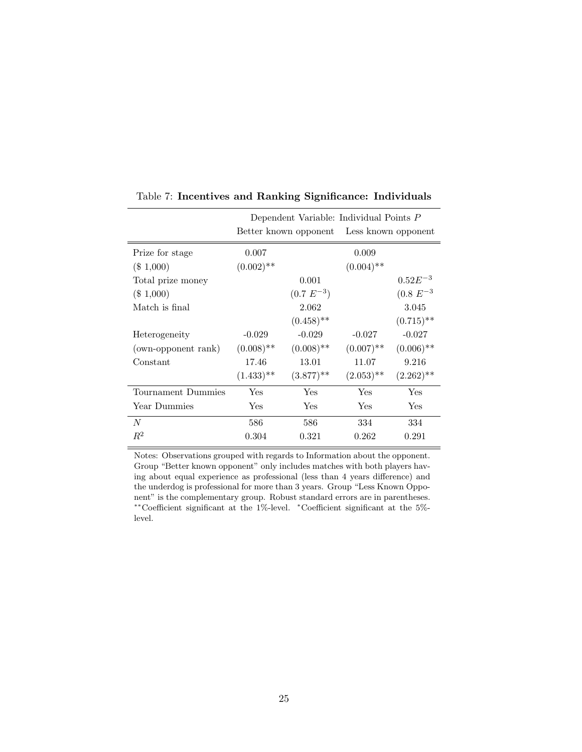Table 7: **Incentives and Ranking Significance: Individuals**

| | Dependent Variable: Individual Points $P$ | | | |
|---|---|---|---|---|
| | Better known opponent | | Less known opponent | |
| Prize for stage | 0.007 | | 0.009 | |
| (\$ 1,000) | $(0.002)^{**}$ | | $(0.004)^{**}$ | |
| Total prize money | | 0.001 | | $0.52E^{-3}$ |
| (\$ 1,000) | | $(0.7\ E^{-3})$ | | $(0.8\ E^{-3}$ |
| Match is final | | 2.062 | | 3.045 |
| | | $(0.458)^{**}$ | | $(0.715)^{**}$ |
| Heterogeneity | -0.029 | -0.029 | -0.027 | -0.027 |
| (own-opponent rank) | $(0.008)^{**}$ | $(0.008)^{**}$ | $(0.007)^{**}$ | $(0.006)^{**}$ |
| Constant | 17.46 | 13.01 | 11.07 | 9.216 |
| | $(1.433)^{**}$ | $(3.877)^{**}$ | $(2.053)^{**}$ | $(2.262)^{**}$ |
| Tournament Dummies | Yes | Yes | Yes | Yes |
| Year Dummies | Yes | Yes | Yes | Yes |
| $N$ | 586 | 586 | 334 | 334 |
| $R^2$ | 0.304 | 0.321 | 0.262 | 0.291 |

Notes: Observations grouped with regards to Information about the opponent. Group "Better known opponent" only includes matches with both players having about equal experience as professional (less than 4 years difference) and the underdog is professional for more than 3 years. Group "Less Known Opponent" is the complementary group. Robust standard errors are in parentheses. $^{**}$Coefficient significant at the 1%-level. $^{*}$Coefficient significant at the 5%-level.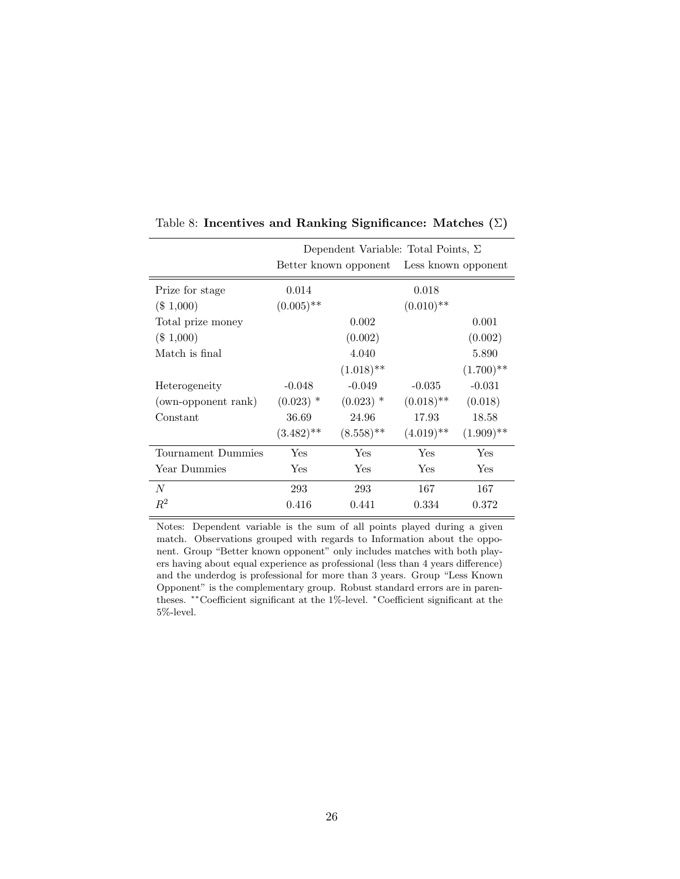Table 8: **Incentives and Ranking Significance: Matches (Σ)**

| | Dependent Variable: Total Points, Σ | | | |
|---|---|---|---|---|
| | Better known opponent | | Less known opponent | |
| Prize for stage | 0.014 | | 0.018 | |
| ($ 1,000) | (0.005)** | | (0.010)** | |
| Total prize money | | 0.002 | | 0.001 |
| ($ 1,000) | | (0.002) | | (0.002) |
| Match is final | | 4.040 | | 5.890 |
| | | (1.018)** | | (1.700)** |
| Heterogeneity | -0.048 | -0.049 | -0.035 | -0.031 |
| (own-opponent rank) | (0.023) * | (0.023) * | (0.018)** | (0.018) |
| Constant | 36.69 | 24.96 | 17.93 | 18.58 |
| | (3.482)** | (8.558)** | (4.019)** | (1.909)** |
| Tournament Dummies | Yes | Yes | Yes | Yes |
| Year Dummies | Yes | Yes | Yes | Yes |
| $N$ | 293 | 293 | 167 | 167 |
| $R^2$ | 0.416 | 0.441 | 0.334 | 0.372 |

Notes: Dependent variable is the sum of all points played during a given match. Observations grouped with regards to Information about the opponent. Group "Better known opponent" only includes matches with both players having about equal experience as professional (less than 4 years difference) and the underdog is professional for more than 3 years. Group "Less Known Opponent" is the complementary group. Robust standard errors are in parentheses. **Coefficient significant at the 1%-level. *Coefficient significant at the 5%-level.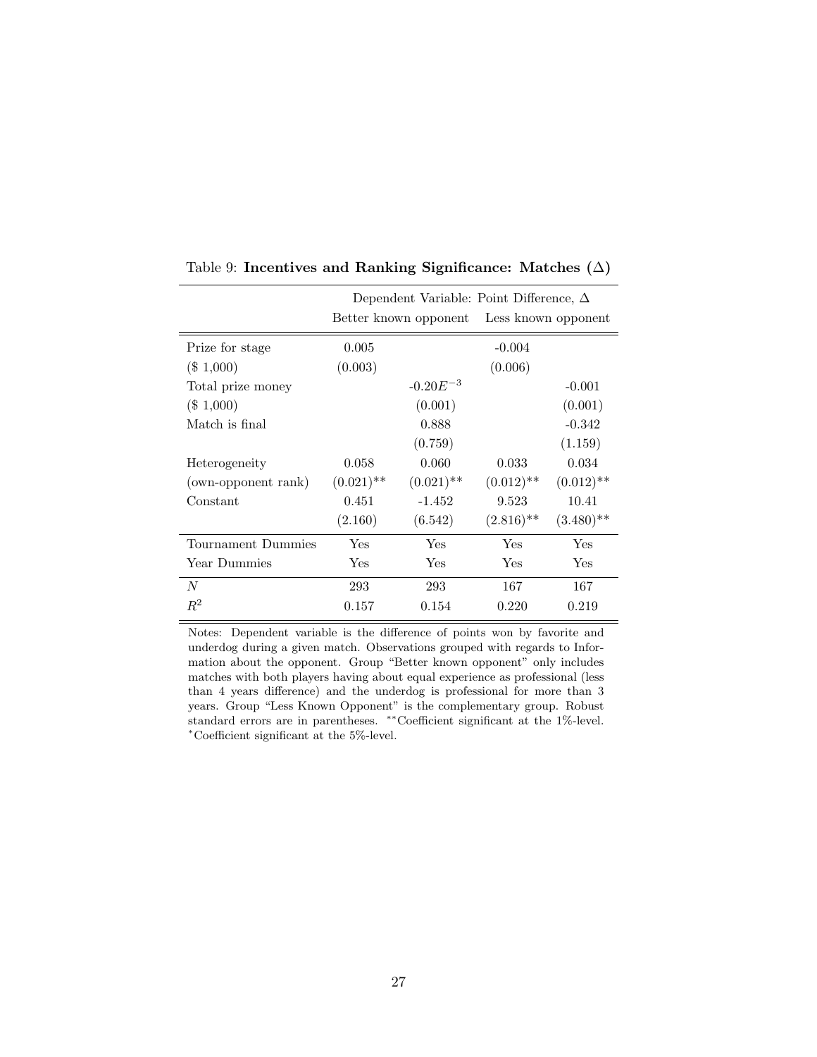Table 9: **Incentives and Ranking Significance: Matches (Δ)**

| | Dependent Variable: Point Difference, Δ | | | |
|---|---|---|---|---|
| | Better known opponent | | Less known opponent | |
| Prize for stage | 0.005 | | -0.004 | |
| ($ 1,000) | (0.003) | | (0.006) | |
| Total prize money | | $-0.20E^{-3}$ | | -0.001 |
| ($ 1,000) | | (0.001) | | (0.001) |
| Match is final | | 0.888 | | -0.342 |
| | | (0.759) | | (1.159) |
| Heterogeneity | 0.058 | 0.060 | 0.033 | 0.034 |
| (own-opponent rank) | (0.021)** | (0.021)** | (0.012)** | (0.012)** |
| Constant | 0.451 | -1.452 | 9.523 | 10.41 |
| | (2.160) | (6.542) | (2.816)** | (3.480)** |
| Tournament Dummies | Yes | Yes | Yes | Yes |
| Year Dummies | Yes | Yes | Yes | Yes |
| $N$ | 293 | 293 | 167 | 167 |
| $R^2$ | 0.157 | 0.154 | 0.220 | 0.219 |

Notes: Dependent variable is the difference of points won by favorite and underdog during a given match. Observations grouped with regards to Information about the opponent. Group "Better known opponent" only includes matches with both players having about equal experience as professional (less than 4 years difference) and the underdog is professional for more than 3 years. Group "Less Known Opponent" is the complementary group. Robust standard errors are in parentheses. **Coefficient significant at the 1%-level. *Coefficient significant at the 5%-level.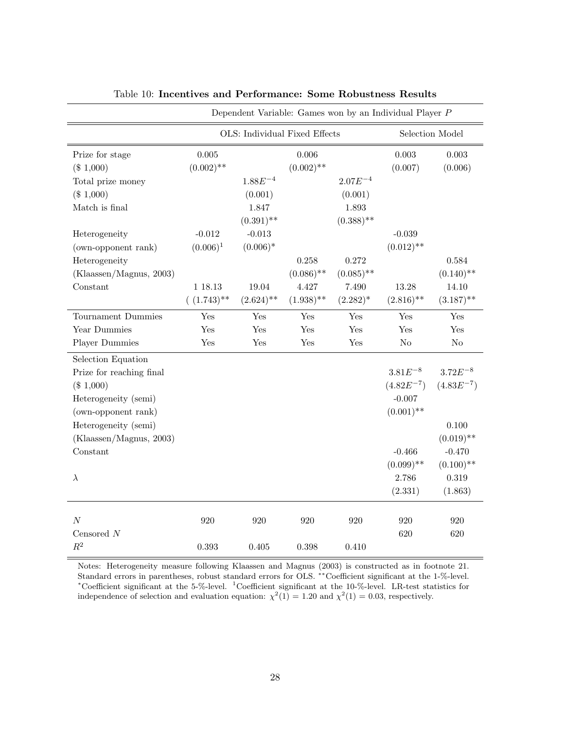Table 10: **Incentives and Performance: Some Robustness Results**

| | Dependent Variable: Games won by an Individual Player $P$ | | | | | |
|---|---|---|---|---|---|---|
| | OLS: Individual Fixed Effects | | | | Selection Model | |
| Prize for stage | 0.005 | | 0.006 | | 0.003 | 0.003 |
| ($ 1,000) | $(0.002)^{**}$ | | $(0.002)^{**}$ | | (0.007) | (0.006) |
| Total prize money | | $1.88E^{-4}$ | | $2.07E^{-4}$ | | |
| ($ 1,000) | | (0.001) | | (0.001) | | |
| Match is final | | 1.847 | | 1.893 | | |
| | | $(0.391)^{**}$ | | $(0.388)^{**}$ | | |
| Heterogeneity | -0.012 | -0.013 | | | -0.039 | |
| (own-opponent rank) | $(0.006)^{1}$ | $(0.006)^{*}$ | | | $(0.012)^{**}$ | |
| Heterogeneity | | | 0.258 | 0.272 | | 0.584 |
| (Klaassen/Magnus, 2003) | | | $(0.086)^{**}$ | $(0.085)^{**}$ | | $(0.140)^{**}$ |
| Constant | 1 18.13 | 19.04 | 4.427 | 7.490 | 13.28 | 14.10 |
| | $( (1.743)^{**}$ | $(2.624)^{**}$ | $(1.938)^{**}$ | $(2.282)^{*}$ | $(2.816)^{**}$ | $(3.187)^{**}$ |
| Tournament Dummies | Yes | Yes | Yes | Yes | Yes | Yes |
| Year Dummies | Yes | Yes | Yes | Yes | Yes | Yes |
| Player Dummies | Yes | Yes | Yes | Yes | No | No |
| Selection Equation | | | | | | |
| Prize for reaching final | | | | | $3.81E^{-8}$ | $3.72E^{-8}$ |
| ($ 1,000) | | | | | $(4.82E^{-7})$ | $(4.83E^{-7})$ |
| Heterogeneity (semi) | | | | | -0.007 | |
| (own-opponent rank) | | | | | $(0.001)^{**}$ | |
| Heterogeneity (semi) | | | | | | 0.100 |
| (Klaassen/Magnus, 2003) | | | | | | $(0.019)^{**}$ |
| Constant | | | | | -0.466 | -0.470 |
| | | | | | $(0.099)^{**}$ | $(0.100)^{**}$ |
| $\lambda$ | | | | | 2.786 | 0.319 |
| | | | | | (2.331) | (1.863) |
| $N$ | 920 | 920 | 920 | 920 | 920 | 920 |
| Censored $N$ | | | | | 620 | 620 |
| $R^2$ | 0.393 | 0.405 | 0.398 | 0.410 | | |

Notes: Heterogeneity measure following Klaassen and Magnus (2003) is constructed as in footnote 21. Standard errors in parentheses, robust standard errors for OLS. $^{**}$Coefficient significant at the 1-%-level. $^{*}$Coefficient significant at the 5-%-level. $^{1}$Coefficient significant at the 10-%-level. LR-test statistics for independence of selection and evaluation equation: $\chi^2(1) = 1.20$ and $\chi^2(1) = 0.03$, respectively.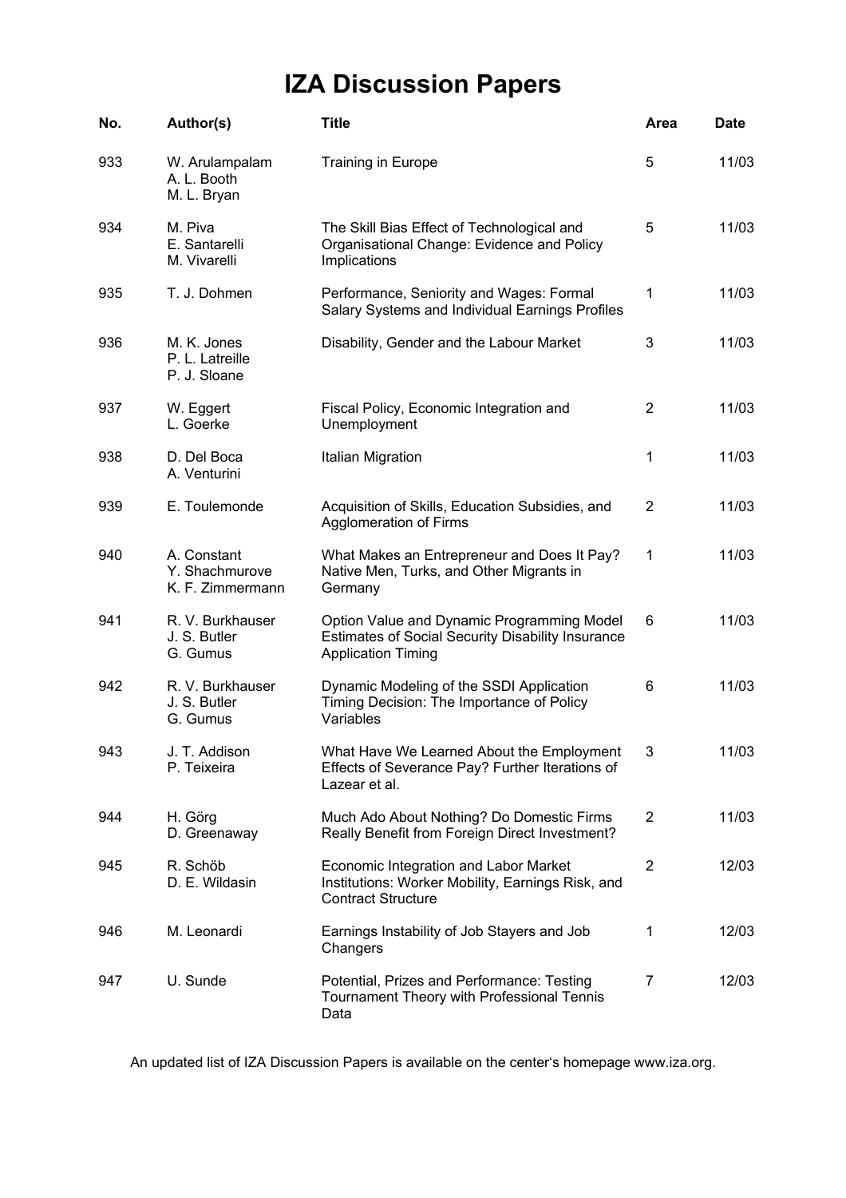# IZA Discussion Papers

| No. | Author(s) | Title | Area | Date |
|---|---|---|---|---|
| 933 | W. Arulampalam<br>A. L. Booth<br>M. L. Bryan | Training in Europe | 5 | 11/03 |
| 934 | M. Piva<br>E. Santarelli<br>M. Vivarelli | The Skill Bias Effect of Technological and Organisational Change: Evidence and Policy Implications | 5 | 11/03 |
| 935 | T. J. Dohmen | Performance, Seniority and Wages: Formal Salary Systems and Individual Earnings Profiles | 1 | 11/03 |
| 936 | M. K. Jones<br>P. L. Latreille<br>P. J. Sloane | Disability, Gender and the Labour Market | 3 | 11/03 |
| 937 | W. Eggert<br>L. Goerke | Fiscal Policy, Economic Integration and Unemployment | 2 | 11/03 |
| 938 | D. Del Boca<br>A. Venturini | Italian Migration | 1 | 11/03 |
| 939 | E. Toulemonde | Acquisition of Skills, Education Subsidies, and Agglomeration of Firms | 2 | 11/03 |
| 940 | A. Constant<br>Y. Shachmurove<br>K. F. Zimmermann | What Makes an Entrepreneur and Does It Pay? Native Men, Turks, and Other Migrants in Germany | 1 | 11/03 |
| 941 | R. V. Burkhauser<br>J. S. Butler<br>G. Gumus | Option Value and Dynamic Programming Model Estimates of Social Security Disability Insurance Application Timing | 6 | 11/03 |
| 942 | R. V. Burkhauser<br>J. S. Butler<br>G. Gumus | Dynamic Modeling of the SSDI Application Timing Decision: The Importance of Policy Variables | 6 | 11/03 |
| 943 | J. T. Addison<br>P. Teixeira | What Have We Learned About the Employment Effects of Severance Pay? Further Iterations of Lazear et al. | 3 | 11/03 |
| 944 | H. Görg<br>D. Greenaway | Much Ado About Nothing? Do Domestic Firms Really Benefit from Foreign Direct Investment? | 2 | 11/03 |
| 945 | R. Schöb<br>D. E. Wildasin | Economic Integration and Labor Market Institutions: Worker Mobility, Earnings Risk, and Contract Structure | 2 | 12/03 |
| 946 | M. Leonardi | Earnings Instability of Job Stayers and Job Changers | 1 | 12/03 |
| 947 | U. Sunde | Potential, Prizes and Performance: Testing Tournament Theory with Professional Tennis Data | 7 | 12/03 |

An updated list of IZA Discussion Papers is available on the center's homepage www.iza.org.